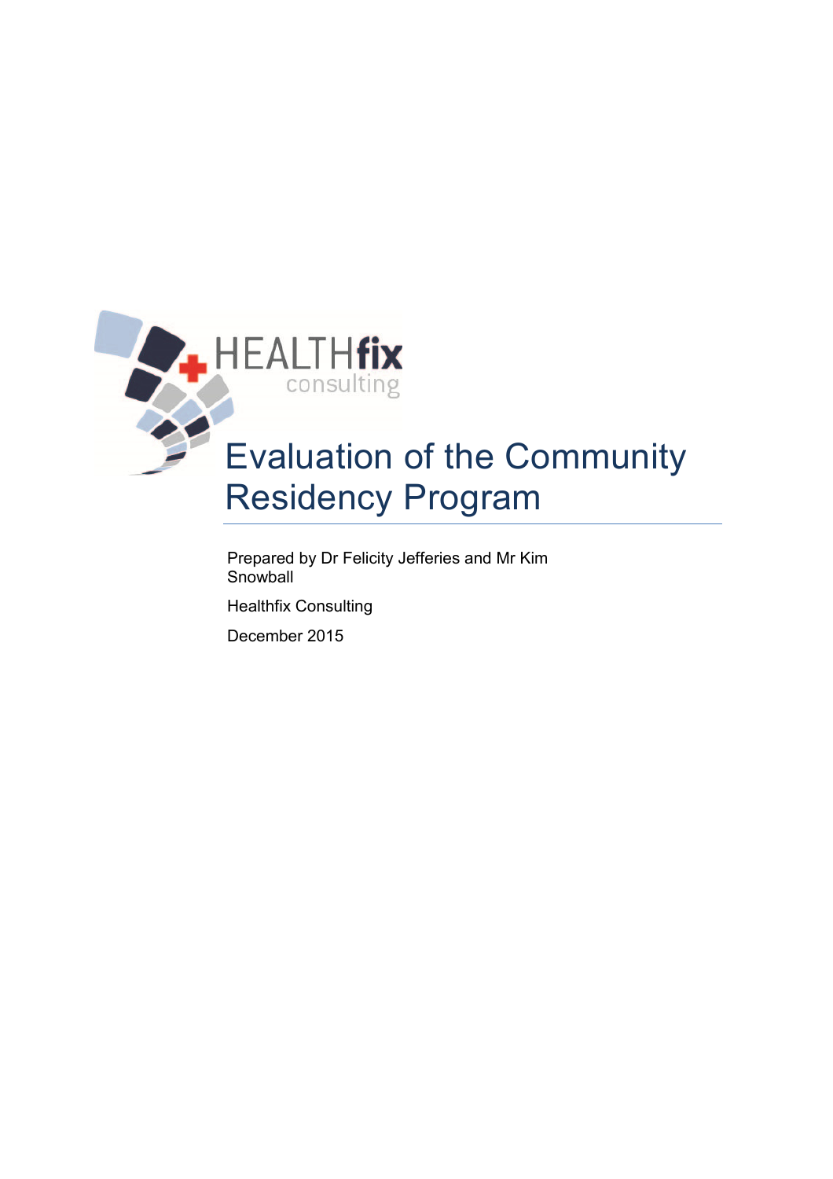# Evaluation of the Community Residency Program

Prepared by Dr Felicity Jefferies and Mr Kim Snowball

Healthfix Consulting

December 2015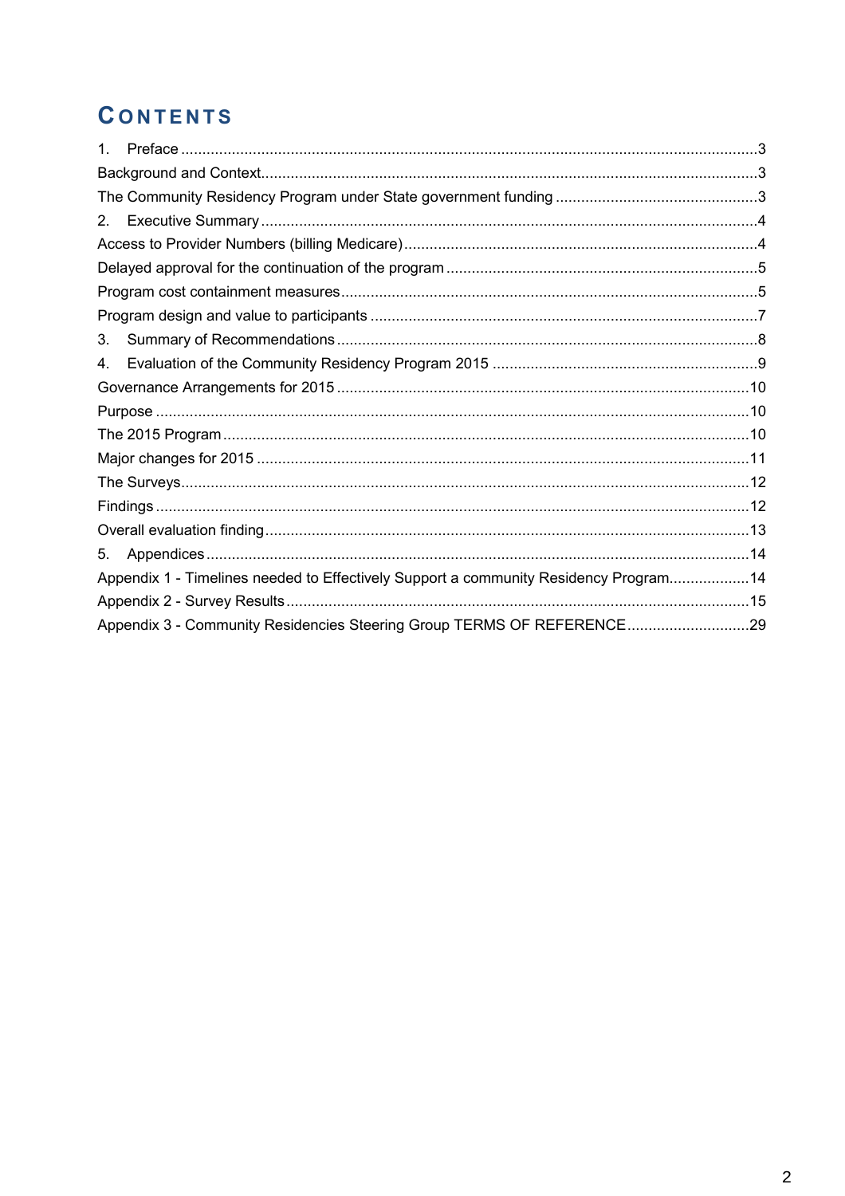# CONTENTS

1. Preface ......................................................................................................................................3

Background and Context......................................................................................................................3

The Community Residency Program under State government funding ................................................3

2. Executive Summary ......................................................................................................................4

Access to Provider Numbers (billing Medicare).....................................................................................4

Delayed approval for the continuation of the program ..........................................................................5

Program cost containment measures....................................................................................................5

Program design and value to participants ............................................................................................7

3. Summary of Recommendations ....................................................................................................8

4. Evaluation of the Community Residency Program 2015 ...............................................................9

Governance Arrangements for 2015 ....................................................................................................10

Purpose ................................................................................................................................................10

The 2015 Program ...............................................................................................................................10

Major changes for 2015 .......................................................................................................................11

The Surveys.........................................................................................................................................12

Findings ...............................................................................................................................................12

Overall evaluation finding.....................................................................................................................13

5. Appendices ..................................................................................................................................14

Appendix 1 - Timelines needed to Effectively Support a community Residency Program...................14

Appendix 2 - Survey Results ...............................................................................................................15

Appendix 3 - Community Residencies Steering Group TERMS OF REFERENCE.............................29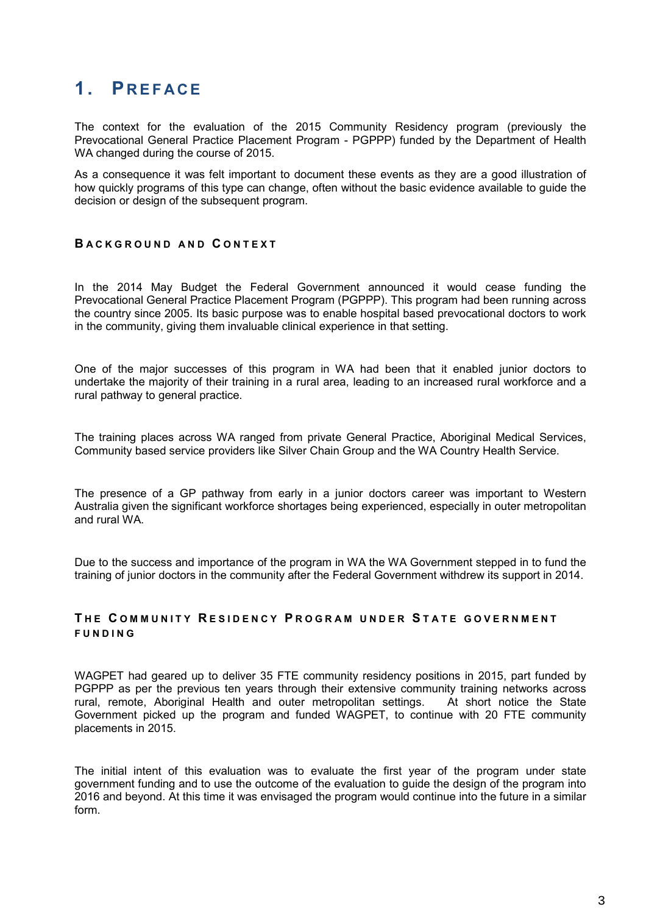# 1. Preface

The context for the evaluation of the 2015 Community Residency program (previously the Prevocational General Practice Placement Program - PGPPP) funded by the Department of Health WA changed during the course of 2015.

As a consequence it was felt important to document these events as they are a good illustration of how quickly programs of this type can change, often without the basic evidence available to guide the decision or design of the subsequent program.

### Background and Context

In the 2014 May Budget the Federal Government announced it would cease funding the Prevocational General Practice Placement Program (PGPPP). This program had been running across the country since 2005. Its basic purpose was to enable hospital based prevocational doctors to work in the community, giving them invaluable clinical experience in that setting.

One of the major successes of this program in WA had been that it enabled junior doctors to undertake the majority of their training in a rural area, leading to an increased rural workforce and a rural pathway to general practice.

The training places across WA ranged from private General Practice, Aboriginal Medical Services, Community based service providers like Silver Chain Group and the WA Country Health Service.

The presence of a GP pathway from early in a junior doctors career was important to Western Australia given the significant workforce shortages being experienced, especially in outer metropolitan and rural WA.

Due to the success and importance of the program in WA the WA Government stepped in to fund the training of junior doctors in the community after the Federal Government withdrew its support in 2014.

### The Community Residency Program under State government funding

WAGPET had geared up to deliver 35 FTE community residency positions in 2015, part funded by PGPPP as per the previous ten years through their extensive community training networks across rural, remote, Aboriginal Health and outer metropolitan settings. At short notice the State Government picked up the program and funded WAGPET, to continue with 20 FTE community placements in 2015.

The initial intent of this evaluation was to evaluate the first year of the program under state government funding and to use the outcome of the evaluation to guide the design of the program into 2016 and beyond. At this time it was envisaged the program would continue into the future in a similar form.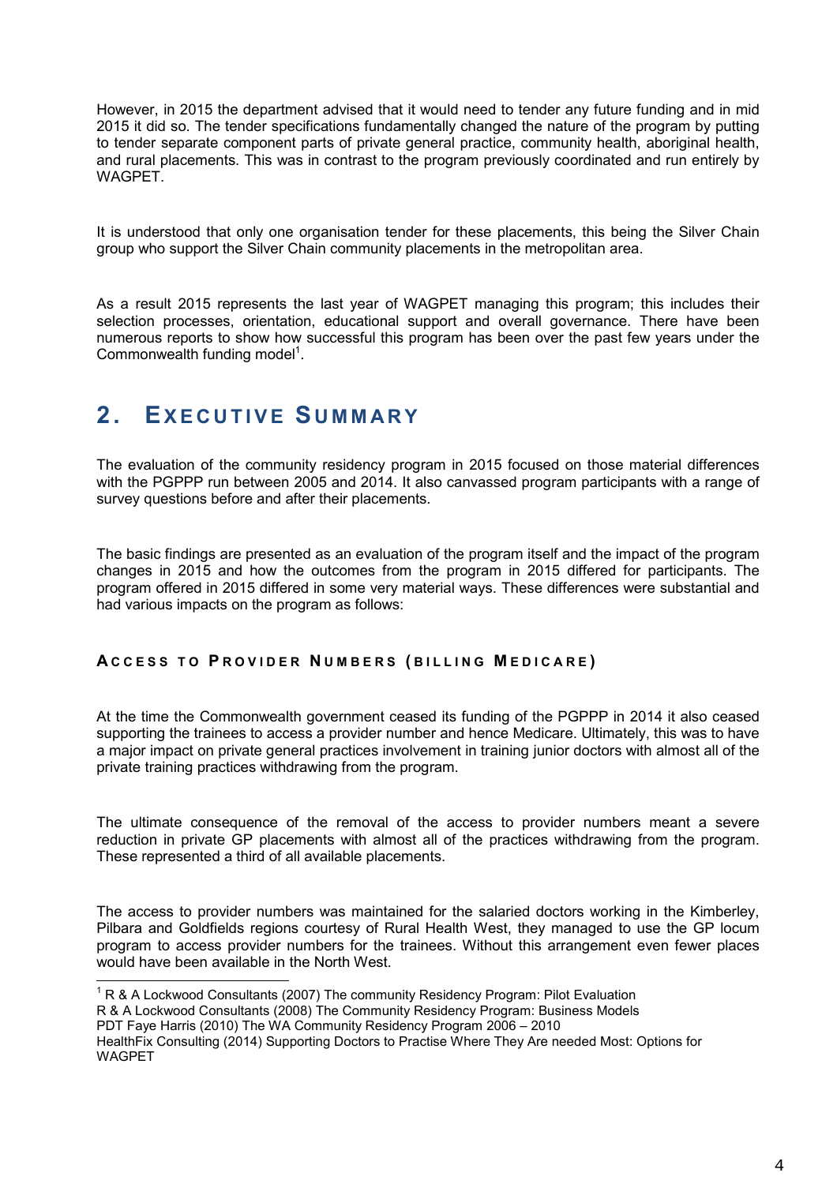However, in 2015 the department advised that it would need to tender any future funding and in mid 2015 it did so. The tender specifications fundamentally changed the nature of the program by putting to tender separate component parts of private general practice, community health, aboriginal health, and rural placements. This was in contrast to the program previously coordinated and run entirely by WAGPET.

It is understood that only one organisation tender for these placements, this being the Silver Chain group who support the Silver Chain community placements in the metropolitan area.

As a result 2015 represents the last year of WAGPET managing this program; this includes their selection processes, orientation, educational support and overall governance. There have been numerous reports to show how successful this program has been over the past few years under the Commonwealth funding model[1].

# 2. EXECUTIVE SUMMARY

The evaluation of the community residency program in 2015 focused on those material differences with the PGPPP run between 2005 and 2014. It also canvassed program participants with a range of survey questions before and after their placements.

The basic findings are presented as an evaluation of the program itself and the impact of the program changes in 2015 and how the outcomes from the program in 2015 differed for participants. The program offered in 2015 differed in some very material ways. These differences were substantial and had various impacts on the program as follows:

### ACCESS TO PROVIDER NUMBERS (BILLING MEDICARE)

At the time the Commonwealth government ceased its funding of the PGPPP in 2014 it also ceased supporting the trainees to access a provider number and hence Medicare. Ultimately, this was to have a major impact on private general practices involvement in training junior doctors with almost all of the private training practices withdrawing from the program.

The ultimate consequence of the removal of the access to provider numbers meant a severe reduction in private GP placements with almost all of the practices withdrawing from the program. These represented a third of all available placements.

The access to provider numbers was maintained for the salaried doctors working in the Kimberley, Pilbara and Goldfields regions courtesy of Rural Health West, they managed to use the GP locum program to access provider numbers for the trainees. Without this arrangement even fewer places would have been available in the North West.

---

[1] R & A Lockwood Consultants (2007) The community Residency Program: Pilot Evaluation
R & A Lockwood Consultants (2008) The Community Residency Program: Business Models
PDT Faye Harris (2010) The WA Community Residency Program 2006 – 2010
HealthFix Consulting (2014) Supporting Doctors to Practise Where They Are needed Most: Options for WAGPET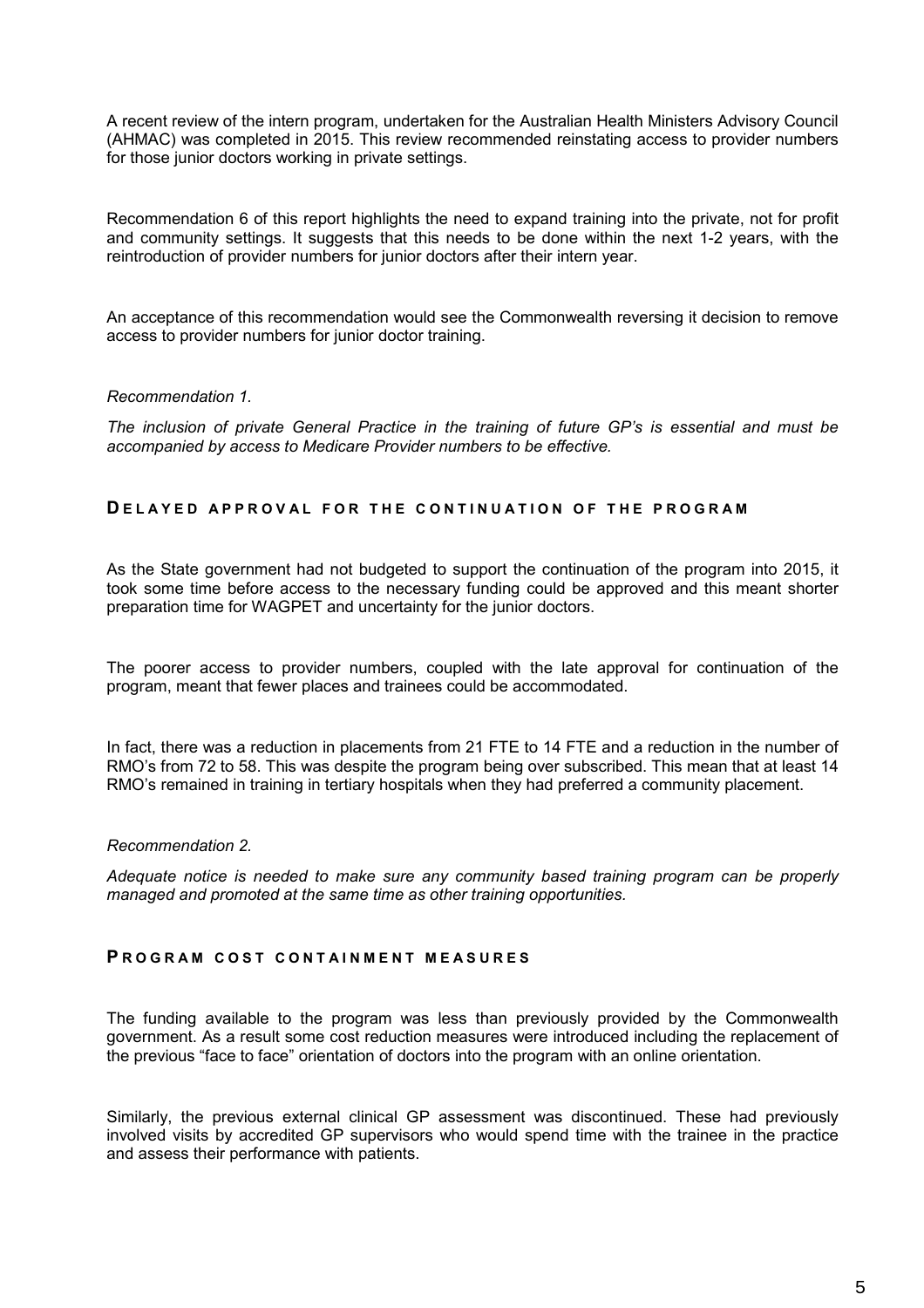A recent review of the intern program, undertaken for the Australian Health Ministers Advisory Council (AHMAC) was completed in 2015. This review recommended reinstating access to provider numbers for those junior doctors working in private settings.

Recommendation 6 of this report highlights the need to expand training into the private, not for profit and community settings. It suggests that this needs to be done within the next 1-2 years, with the reintroduction of provider numbers for junior doctors after their intern year.

An acceptance of this recommendation would see the Commonwealth reversing it decision to remove access to provider numbers for junior doctor training.

*Recommendation 1.*

*The inclusion of private General Practice in the training of future GP's is essential and must be accompanied by access to Medicare Provider numbers to be effective.*

## DELAYED APPROVAL FOR THE CONTINUATION OF THE PROGRAM

As the State government had not budgeted to support the continuation of the program into 2015, it took some time before access to the necessary funding could be approved and this meant shorter preparation time for WAGPET and uncertainty for the junior doctors.

The poorer access to provider numbers, coupled with the late approval for continuation of the program, meant that fewer places and trainees could be accommodated.

In fact, there was a reduction in placements from 21 FTE to 14 FTE and a reduction in the number of RMO's from 72 to 58. This was despite the program being over subscribed. This mean that at least 14 RMO's remained in training in tertiary hospitals when they had preferred a community placement.

*Recommendation 2.*

*Adequate notice is needed to make sure any community based training program can be properly managed and promoted at the same time as other training opportunities.*

## PROGRAM COST CONTAINMENT MEASURES

The funding available to the program was less than previously provided by the Commonwealth government. As a result some cost reduction measures were introduced including the replacement of the previous "face to face" orientation of doctors into the program with an online orientation.

Similarly, the previous external clinical GP assessment was discontinued. These had previously involved visits by accredited GP supervisors who would spend time with the trainee in the practice and assess their performance with patients.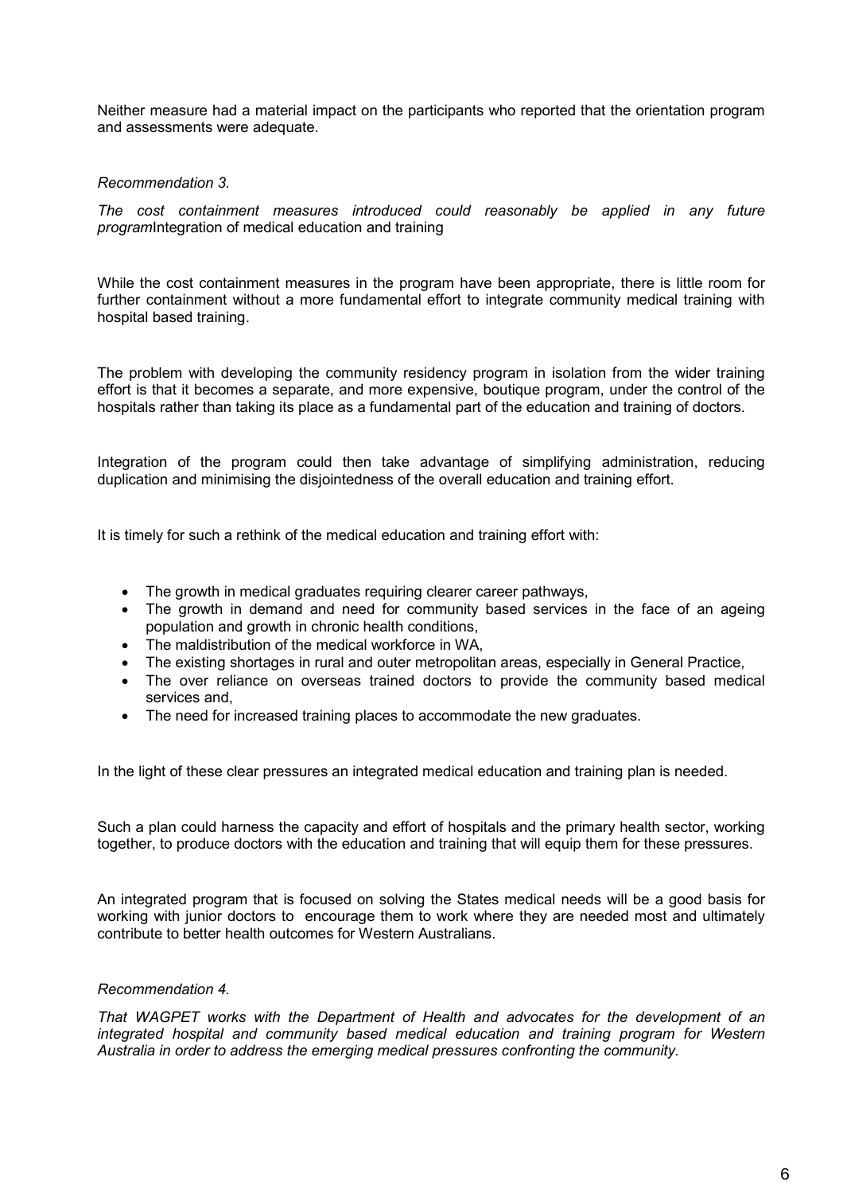Neither measure had a material impact on the participants who reported that the orientation program and assessments were adequate.

*Recommendation 3.*

*The cost containment measures introduced could reasonably be applied in any future program*Integration of medical education and training

While the cost containment measures in the program have been appropriate, there is little room for further containment without a more fundamental effort to integrate community medical training with hospital based training.

The problem with developing the community residency program in isolation from the wider training effort is that it becomes a separate, and more expensive, boutique program, under the control of the hospitals rather than taking its place as a fundamental part of the education and training of doctors.

Integration of the program could then take advantage of simplifying administration, reducing duplication and minimising the disjointedness of the overall education and training effort.

It is timely for such a rethink of the medical education and training effort with:

- The growth in medical graduates requiring clearer career pathways,
- The growth in demand and need for community based services in the face of an ageing population and growth in chronic health conditions,
- The maldistribution of the medical workforce in WA,
- The existing shortages in rural and outer metropolitan areas, especially in General Practice,
- The over reliance on overseas trained doctors to provide the community based medical services and,
- The need for increased training places to accommodate the new graduates.

In the light of these clear pressures an integrated medical education and training plan is needed.

Such a plan could harness the capacity and effort of hospitals and the primary health sector, working together, to produce doctors with the education and training that will equip them for these pressures.

An integrated program that is focused on solving the States medical needs will be a good basis for working with junior doctors to encourage them to work where they are needed most and ultimately contribute to better health outcomes for Western Australians.

*Recommendation 4.*

*That WAGPET works with the Department of Health and advocates for the development of an integrated hospital and community based medical education and training program for Western Australia in order to address the emerging medical pressures confronting the community.*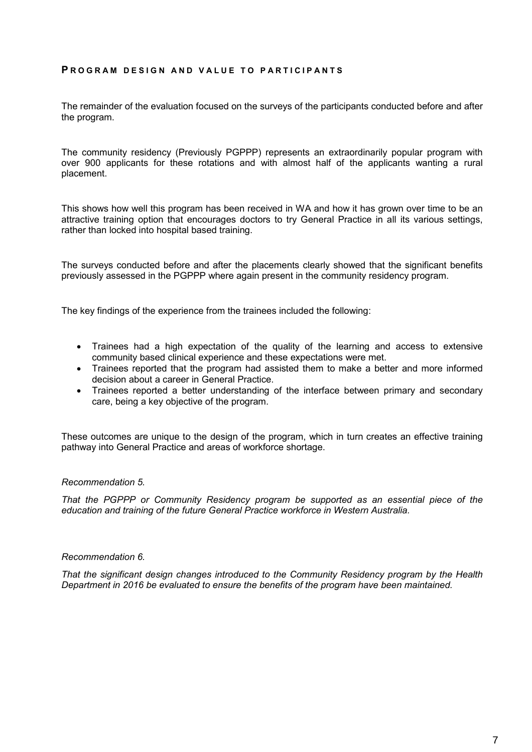## Program design and value to participants

The remainder of the evaluation focused on the surveys of the participants conducted before and after the program.

The community residency (Previously PGPPP) represents an extraordinarily popular program with over 900 applicants for these rotations and with almost half of the applicants wanting a rural placement.

This shows how well this program has been received in WA and how it has grown over time to be an attractive training option that encourages doctors to try General Practice in all its various settings, rather than locked into hospital based training.

The surveys conducted before and after the placements clearly showed that the significant benefits previously assessed in the PGPPP where again present in the community residency program.

The key findings of the experience from the trainees included the following:

- Trainees had a high expectation of the quality of the learning and access to extensive community based clinical experience and these expectations were met.
- Trainees reported that the program had assisted them to make a better and more informed decision about a career in General Practice.
- Trainees reported a better understanding of the interface between primary and secondary care, being a key objective of the program.

These outcomes are unique to the design of the program, which in turn creates an effective training pathway into General Practice and areas of workforce shortage.

*Recommendation 5.*

*That the PGPPP or Community Residency program be supported as an essential piece of the education and training of the future General Practice workforce in Western Australia.*

*Recommendation 6.*

*That the significant design changes introduced to the Community Residency program by the Health Department in 2016 be evaluated to ensure the benefits of the program have been maintained.*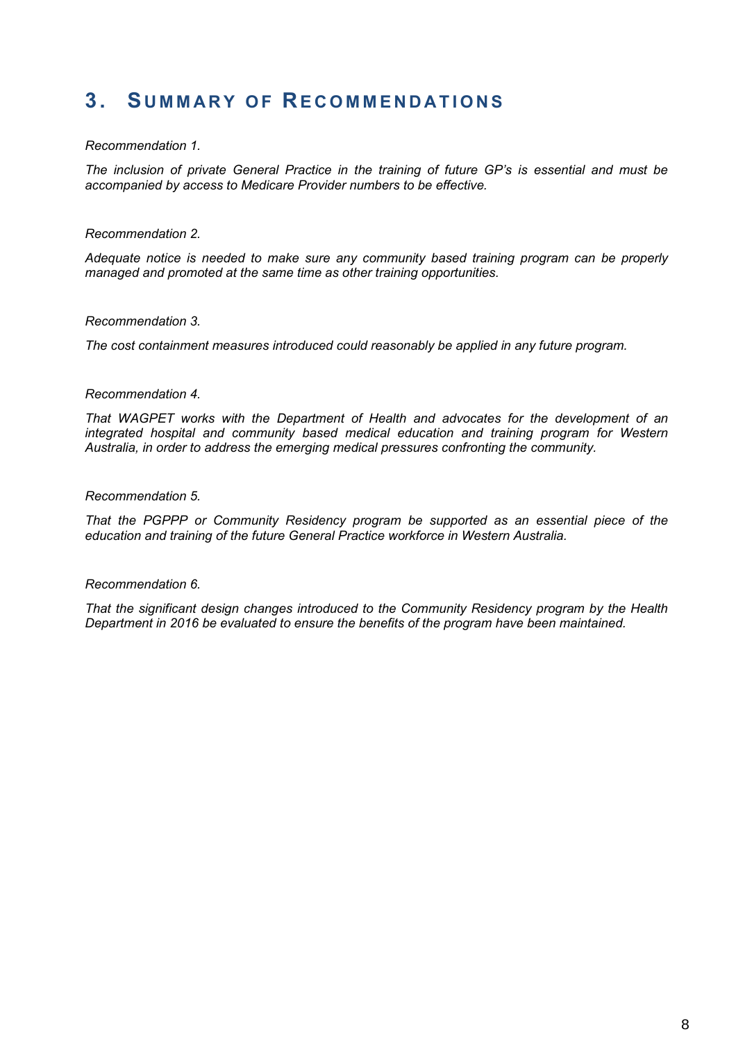## 3. Summary of Recommendations

*Recommendation 1.*

*The inclusion of private General Practice in the training of future GP's is essential and must be accompanied by access to Medicare Provider numbers to be effective.*

*Recommendation 2.*

*Adequate notice is needed to make sure any community based training program can be properly managed and promoted at the same time as other training opportunities.*

*Recommendation 3.*

*The cost containment measures introduced could reasonably be applied in any future program.*

*Recommendation 4.*

*That WAGPET works with the Department of Health and advocates for the development of an integrated hospital and community based medical education and training program for Western Australia, in order to address the emerging medical pressures confronting the community.*

*Recommendation 5.*

*That the PGPPP or Community Residency program be supported as an essential piece of the education and training of the future General Practice workforce in Western Australia.*

*Recommendation 6.*

*That the significant design changes introduced to the Community Residency program by the Health Department in 2016 be evaluated to ensure the benefits of the program have been maintained.*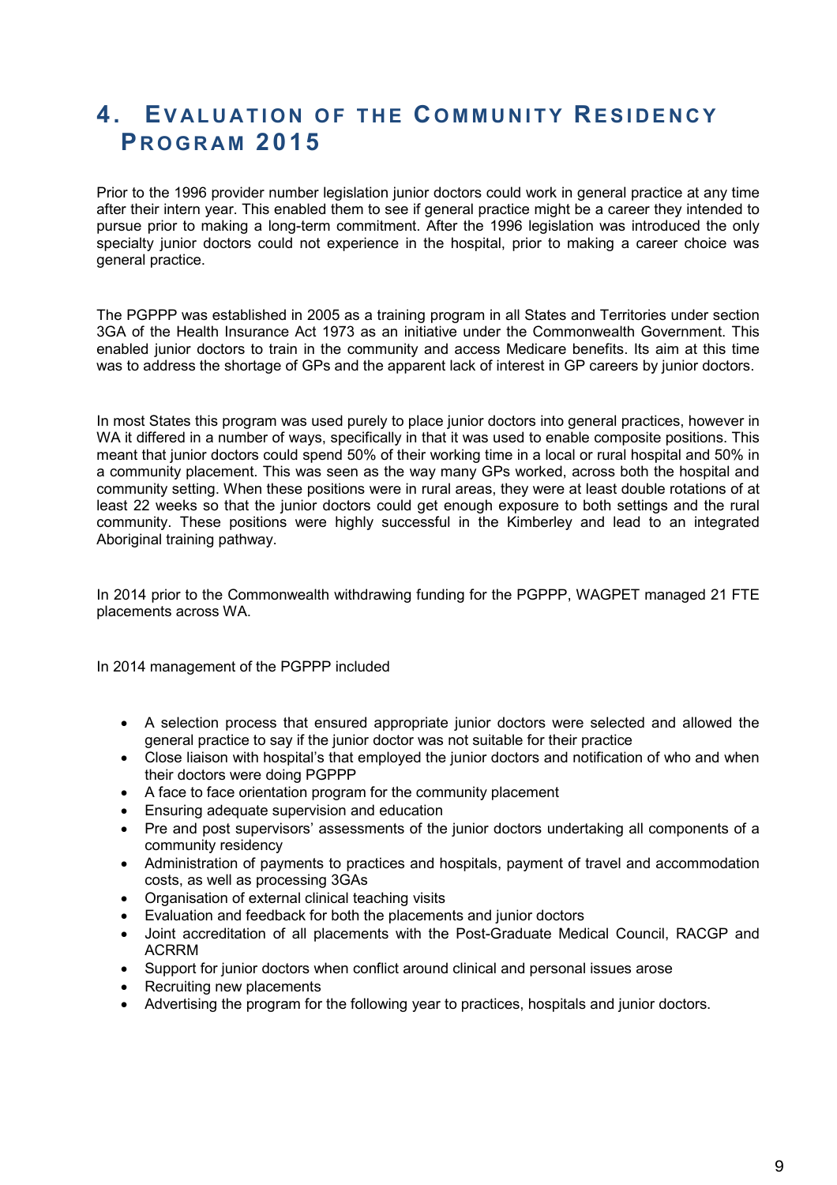# 4. Evaluation of the Community Residency Program 2015

Prior to the 1996 provider number legislation junior doctors could work in general practice at any time after their intern year. This enabled them to see if general practice might be a career they intended to pursue prior to making a long-term commitment. After the 1996 legislation was introduced the only specialty junior doctors could not experience in the hospital, prior to making a career choice was general practice.

The PGPPP was established in 2005 as a training program in all States and Territories under section 3GA of the Health Insurance Act 1973 as an initiative under the Commonwealth Government. This enabled junior doctors to train in the community and access Medicare benefits. Its aim at this time was to address the shortage of GPs and the apparent lack of interest in GP careers by junior doctors.

In most States this program was used purely to place junior doctors into general practices, however in WA it differed in a number of ways, specifically in that it was used to enable composite positions. This meant that junior doctors could spend 50% of their working time in a local or rural hospital and 50% in a community placement. This was seen as the way many GPs worked, across both the hospital and community setting. When these positions were in rural areas, they were at least double rotations of at least 22 weeks so that the junior doctors could get enough exposure to both settings and the rural community. These positions were highly successful in the Kimberley and lead to an integrated Aboriginal training pathway.

In 2014 prior to the Commonwealth withdrawing funding for the PGPPP, WAGPET managed 21 FTE placements across WA.

In 2014 management of the PGPPP included

- A selection process that ensured appropriate junior doctors were selected and allowed the general practice to say if the junior doctor was not suitable for their practice
- Close liaison with hospital's that employed the junior doctors and notification of who and when their doctors were doing PGPPP
- A face to face orientation program for the community placement
- Ensuring adequate supervision and education
- Pre and post supervisors' assessments of the junior doctors undertaking all components of a community residency
- Administration of payments to practices and hospitals, payment of travel and accommodation costs, as well as processing 3GAs
- Organisation of external clinical teaching visits
- Evaluation and feedback for both the placements and junior doctors
- Joint accreditation of all placements with the Post-Graduate Medical Council, RACGP and ACRRM
- Support for junior doctors when conflict around clinical and personal issues arose
- Recruiting new placements
- Advertising the program for the following year to practices, hospitals and junior doctors.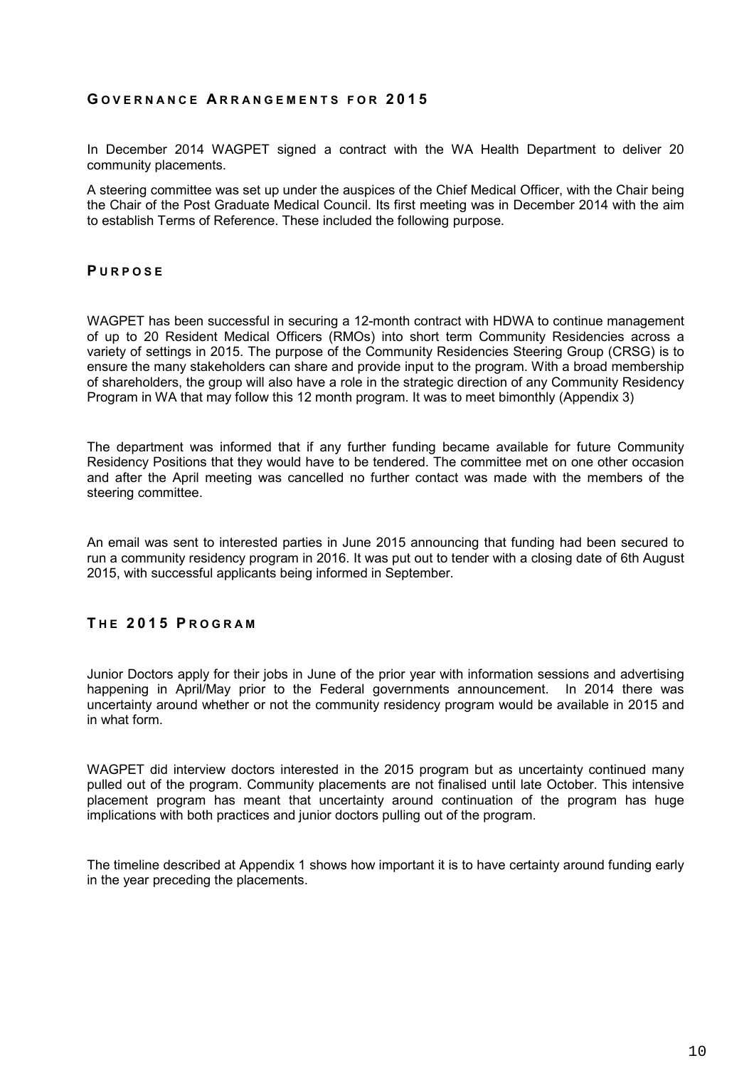## Governance Arrangements for 2015

In December 2014 WAGPET signed a contract with the WA Health Department to deliver 20 community placements.

A steering committee was set up under the auspices of the Chief Medical Officer, with the Chair being the Chair of the Post Graduate Medical Council. Its first meeting was in December 2014 with the aim to establish Terms of Reference. These included the following purpose.

## Purpose

WAGPET has been successful in securing a 12-month contract with HDWA to continue management of up to 20 Resident Medical Officers (RMOs) into short term Community Residencies across a variety of settings in 2015. The purpose of the Community Residencies Steering Group (CRSG) is to ensure the many stakeholders can share and provide input to the program. With a broad membership of shareholders, the group will also have a role in the strategic direction of any Community Residency Program in WA that may follow this 12 month program. It was to meet bimonthly (Appendix 3)

The department was informed that if any further funding became available for future Community Residency Positions that they would have to be tendered. The committee met on one other occasion and after the April meeting was cancelled no further contact was made with the members of the steering committee.

An email was sent to interested parties in June 2015 announcing that funding had been secured to run a community residency program in 2016. It was put out to tender with a closing date of 6th August 2015, with successful applicants being informed in September.

## The 2015 Program

Junior Doctors apply for their jobs in June of the prior year with information sessions and advertising happening in April/May prior to the Federal governments announcement. In 2014 there was uncertainty around whether or not the community residency program would be available in 2015 and in what form.

WAGPET did interview doctors interested in the 2015 program but as uncertainty continued many pulled out of the program. Community placements are not finalised until late October. This intensive placement program has meant that uncertainty around continuation of the program has huge implications with both practices and junior doctors pulling out of the program.

The timeline described at Appendix 1 shows how important it is to have certainty around funding early in the year preceding the placements.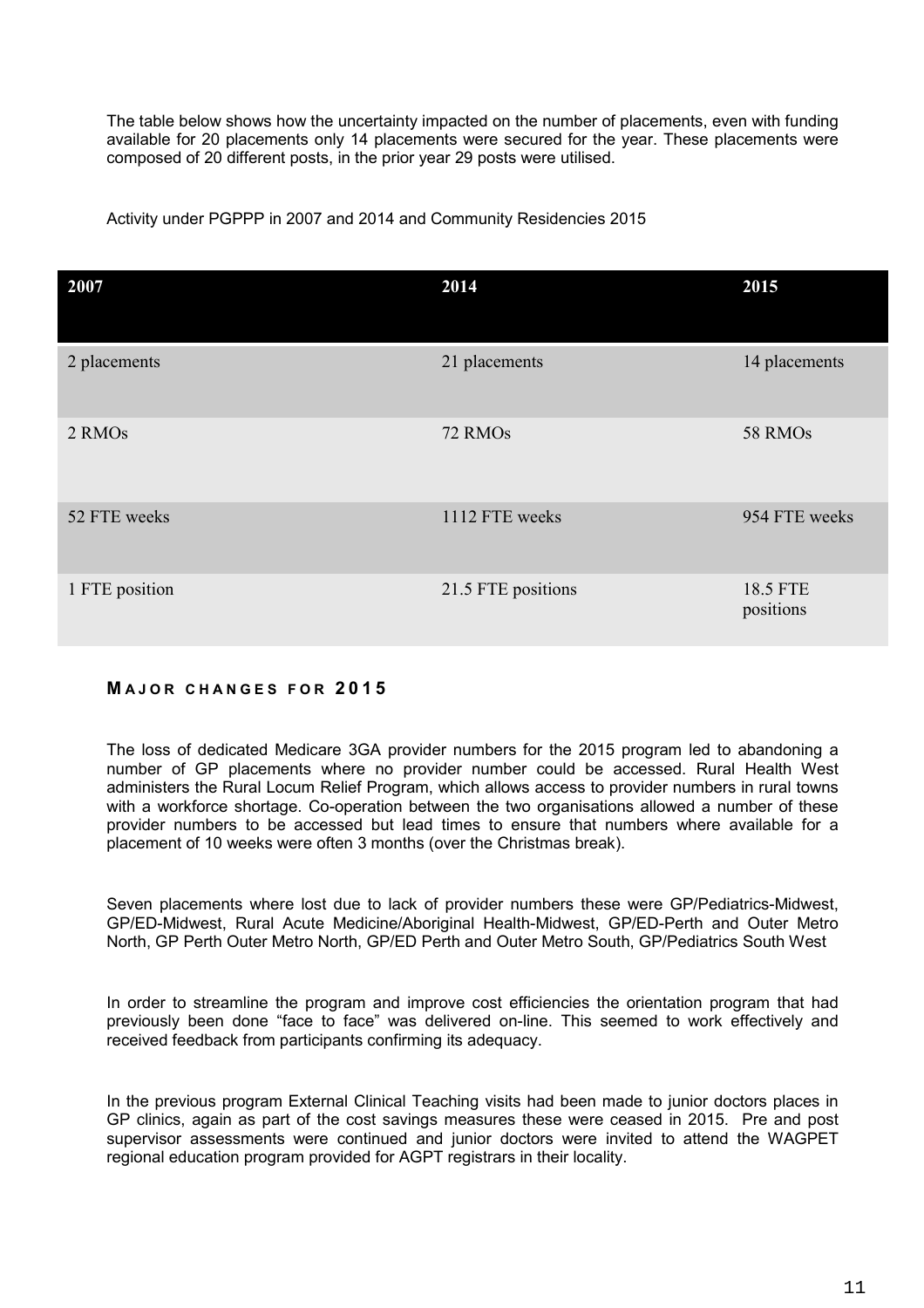The table below shows how the uncertainty impacted on the number of placements, even with funding available for 20 placements only 14 placements were secured for the year. These placements were composed of 20 different posts, in the prior year 29 posts were utilised.

Activity under PGPPP in 2007 and 2014 and Community Residencies 2015

| 2007 | 2014 | 2015 |
|---|---|---|
| 2 placements | 21 placements | 14 placements |
| 2 RMOs | 72 RMOs | 58 RMOs |
| 52 FTE weeks | 1112 FTE weeks | 954 FTE weeks |
| 1 FTE position | 21.5 FTE positions | 18.5 FTE positions |

## MAJOR CHANGES FOR 2015

The loss of dedicated Medicare 3GA provider numbers for the 2015 program led to abandoning a number of GP placements where no provider number could be accessed. Rural Health West administers the Rural Locum Relief Program, which allows access to provider numbers in rural towns with a workforce shortage. Co-operation between the two organisations allowed a number of these provider numbers to be accessed but lead times to ensure that numbers where available for a placement of 10 weeks were often 3 months (over the Christmas break).

Seven placements where lost due to lack of provider numbers these were GP/Pediatrics-Midwest, GP/ED-Midwest, Rural Acute Medicine/Aboriginal Health-Midwest, GP/ED-Perth and Outer Metro North, GP Perth Outer Metro North, GP/ED Perth and Outer Metro South, GP/Pediatrics South West

In order to streamline the program and improve cost efficiencies the orientation program that had previously been done "face to face" was delivered on-line. This seemed to work effectively and received feedback from participants confirming its adequacy.

In the previous program External Clinical Teaching visits had been made to junior doctors places in GP clinics, again as part of the cost savings measures these were ceased in 2015. Pre and post supervisor assessments were continued and junior doctors were invited to attend the WAGPET regional education program provided for AGPT registrars in their locality.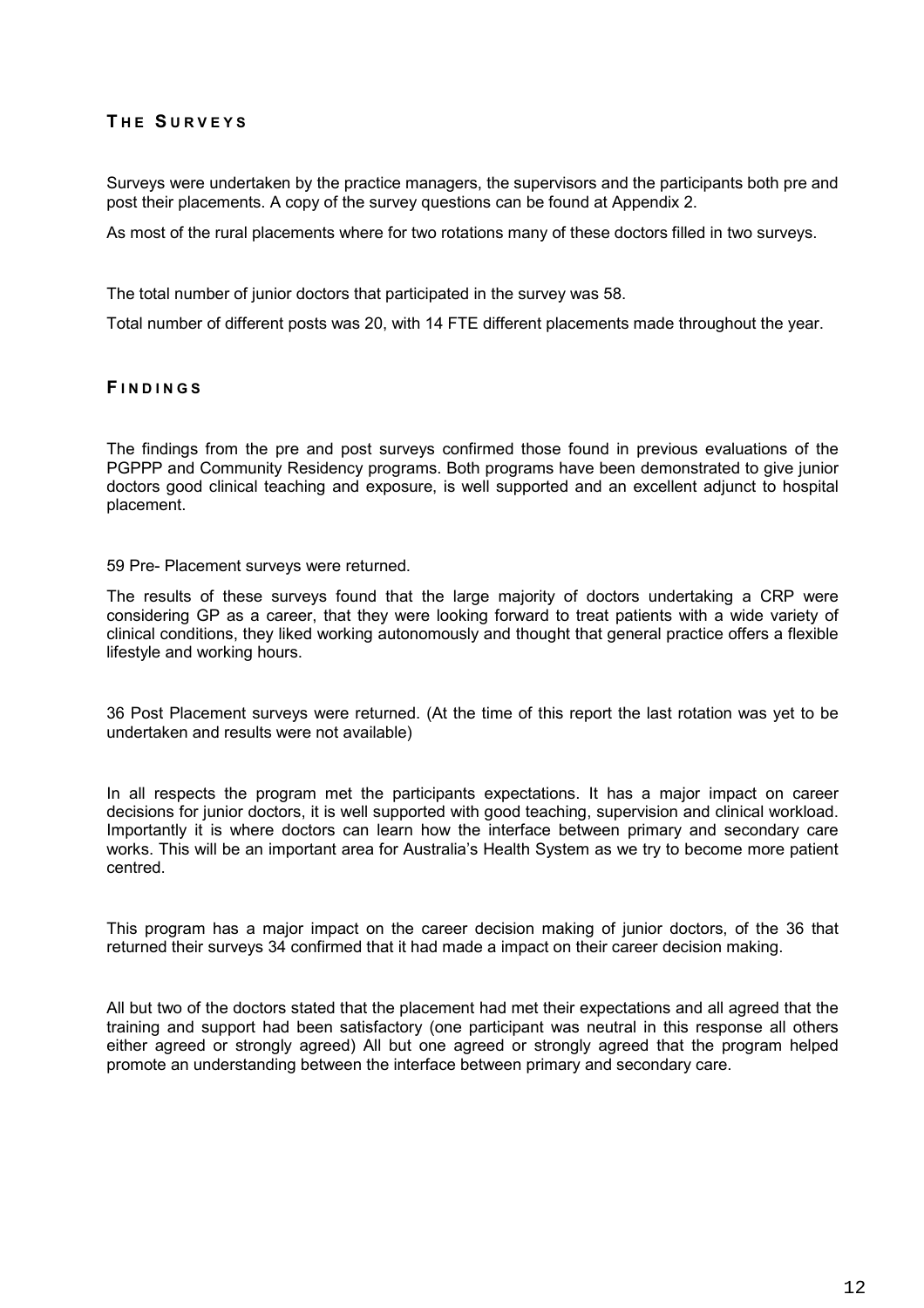## The Surveys

Surveys were undertaken by the practice managers, the supervisors and the participants both pre and post their placements. A copy of the survey questions can be found at Appendix 2.

As most of the rural placements where for two rotations many of these doctors filled in two surveys.

The total number of junior doctors that participated in the survey was 58.

Total number of different posts was 20, with 14 FTE different placements made throughout the year.

## Findings

The findings from the pre and post surveys confirmed those found in previous evaluations of the PGPPP and Community Residency programs. Both programs have been demonstrated to give junior doctors good clinical teaching and exposure, is well supported and an excellent adjunct to hospital placement.

59 Pre- Placement surveys were returned.

The results of these surveys found that the large majority of doctors undertaking a CRP were considering GP as a career, that they were looking forward to treat patients with a wide variety of clinical conditions, they liked working autonomously and thought that general practice offers a flexible lifestyle and working hours.

36 Post Placement surveys were returned. (At the time of this report the last rotation was yet to be undertaken and results were not available)

In all respects the program met the participants expectations. It has a major impact on career decisions for junior doctors, it is well supported with good teaching, supervision and clinical workload. Importantly it is where doctors can learn how the interface between primary and secondary care works. This will be an important area for Australia's Health System as we try to become more patient centred.

This program has a major impact on the career decision making of junior doctors, of the 36 that returned their surveys 34 confirmed that it had made a impact on their career decision making.

All but two of the doctors stated that the placement had met their expectations and all agreed that the training and support had been satisfactory (one participant was neutral in this response all others either agreed or strongly agreed) All but one agreed or strongly agreed that the program helped promote an understanding between the interface between primary and secondary care.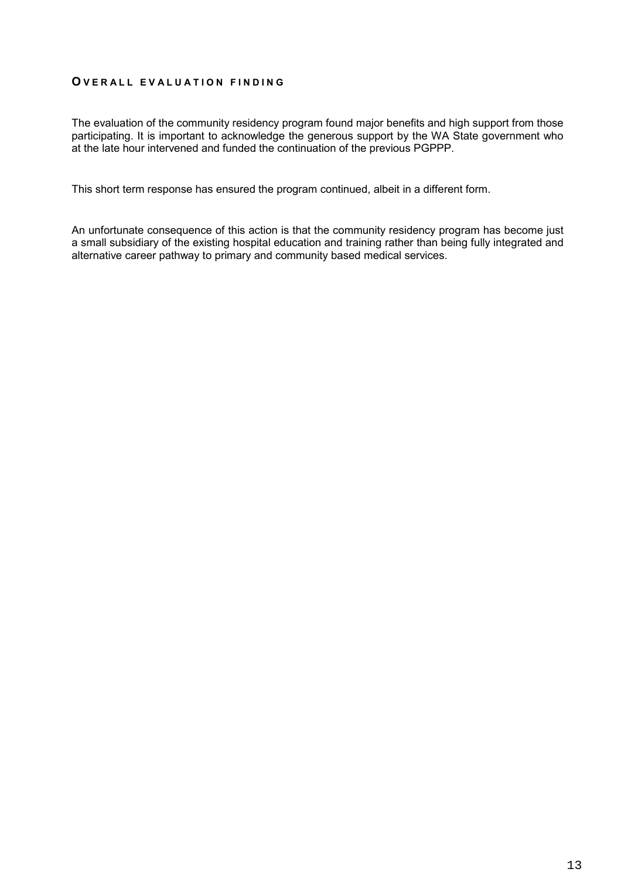## Overall evaluation finding

The evaluation of the community residency program found major benefits and high support from those participating. It is important to acknowledge the generous support by the WA State government who at the late hour intervened and funded the continuation of the previous PGPPP.

This short term response has ensured the program continued, albeit in a different form.

An unfortunate consequence of this action is that the community residency program has become just a small subsidiary of the existing hospital education and training rather than being fully integrated and alternative career pathway to primary and community based medical services.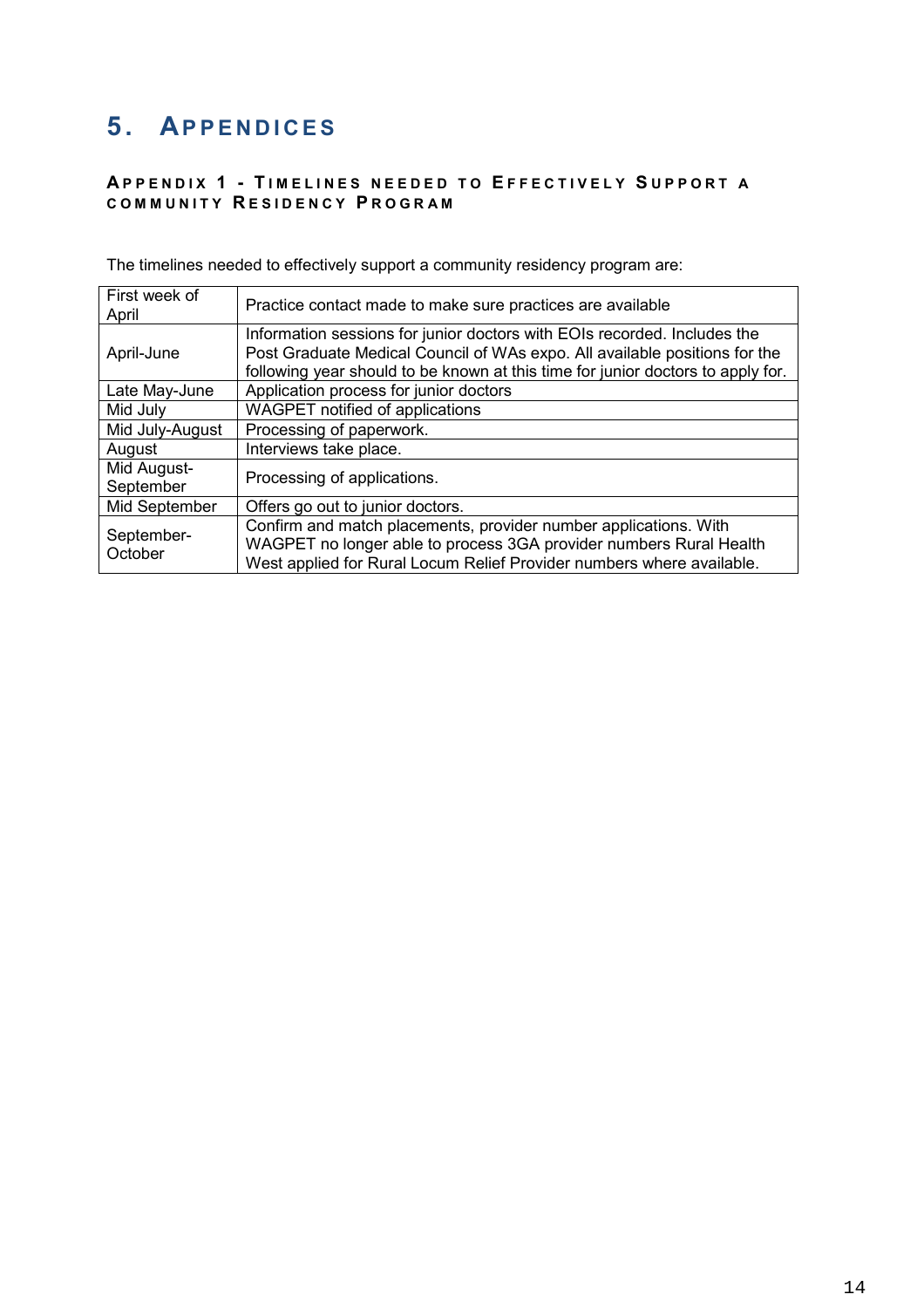# 5. Appendices

### Appendix 1 - Timelines needed to Effectively Support a community Residency Program

The timelines needed to effectively support a community residency program are:

| | |
|---|---|
| First week of April | Practice contact made to make sure practices are available |
| April-June | Information sessions for junior doctors with EOIs recorded. Includes the Post Graduate Medical Council of WAs expo. All available positions for the following year should to be known at this time for junior doctors to apply for. |
| Late May-June | Application process for junior doctors |
| Mid July | WAGPET notified of applications |
| Mid July-August | Processing of paperwork. |
| August | Interviews take place. |
| Mid August-September | Processing of applications. |
| Mid September | Offers go out to junior doctors. |
| September-October | Confirm and match placements, provider number applications. With WAGPET no longer able to process 3GA provider numbers Rural Health West applied for Rural Locum Relief Provider numbers where available. |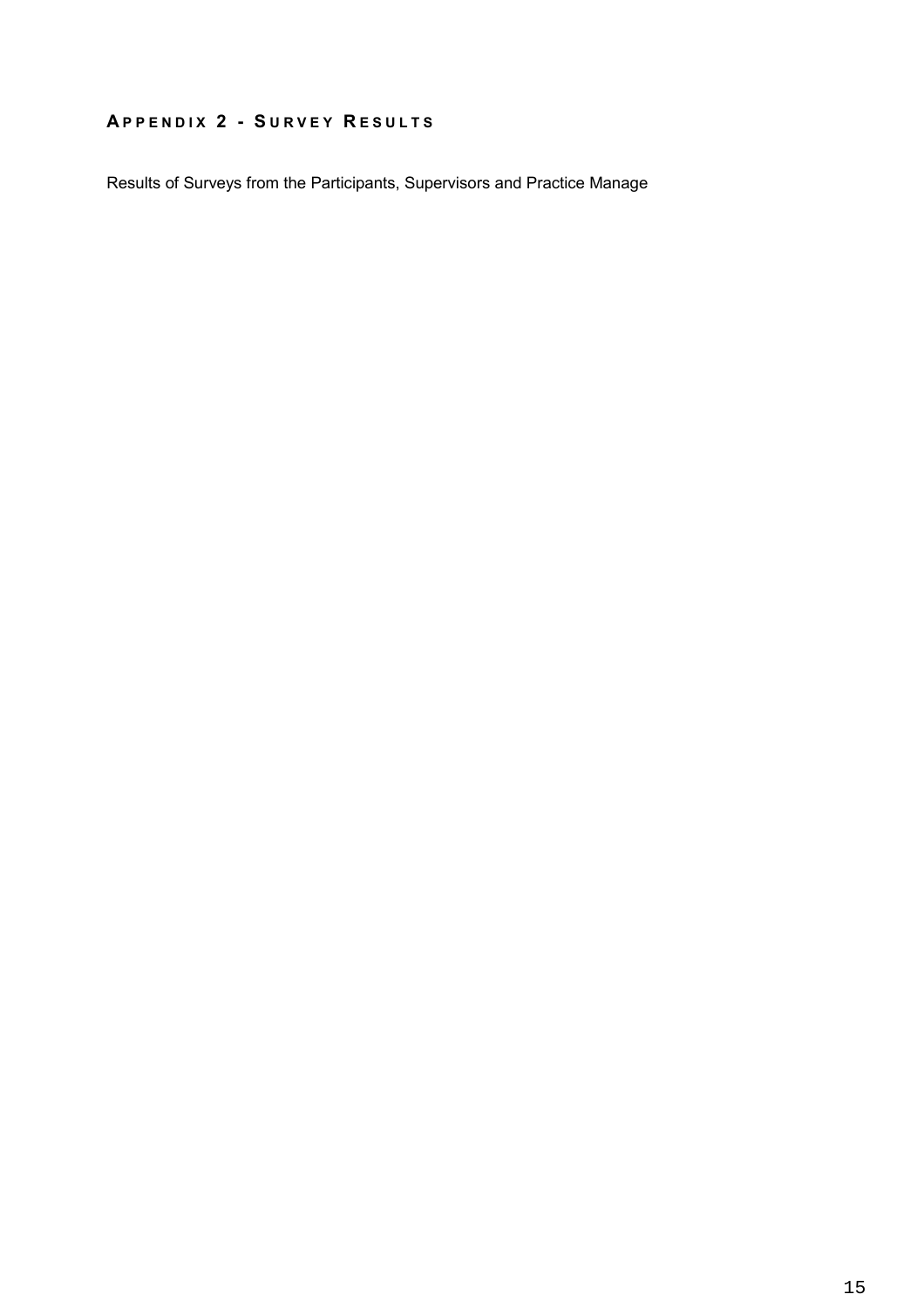## Appendix 2 - Survey Results

Results of Surveys from the Participants, Supervisors and Practice Manage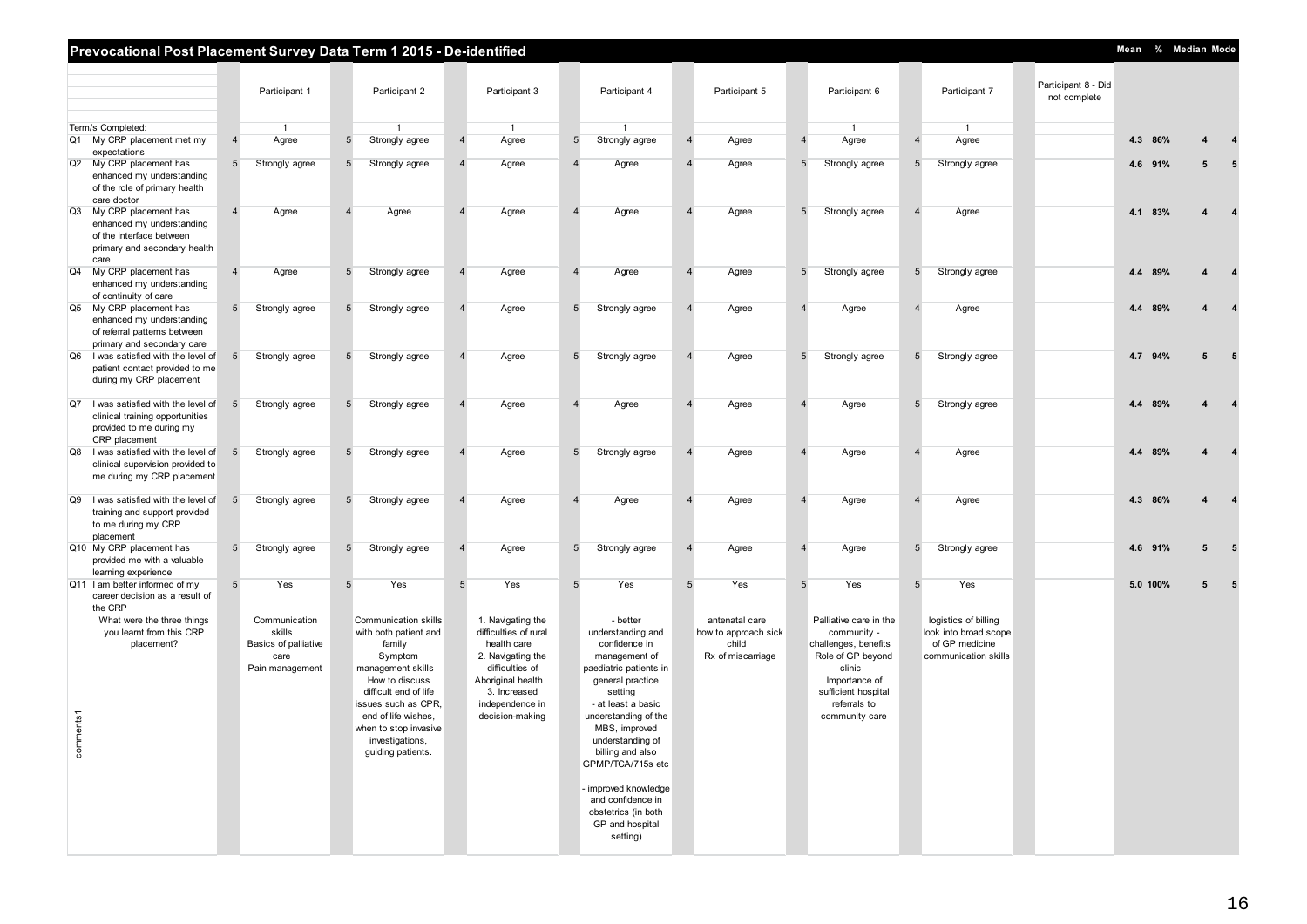## Prevocational Post Placement Survey Data Term 1 2015 - De-identified

| | | Participant 1 | Participant 2 | Participant 3 | Participant 4 | Participant 5 | Participant 6 | Participant 7 | Participant 8 - Did not complete | Mean | % | Median | Mode |
|---|---|---|---|---|---|---|---|---|---|---|---|---|---|
| | Term/s Completed: | 1 | 1 | 1 | 1 | | 1 | 1 | | | | | |
| Q1 | My CRP placement met my expectations | 4 Agree | 5 Strongly agree | 4 Agree | 5 Strongly agree | 4 Agree | 4 Agree | 4 Agree | | 4.3 | 86% | 4 | 4 |
| Q2 | My CRP placement has enhanced my understanding of the role of primary health care doctor | 5 Strongly agree | 5 Strongly agree | 4 Agree | 4 Agree | 4 Agree | 5 Strongly agree | 5 Strongly agree | | 4.6 | 91% | 5 | 5 |
| Q3 | My CRP placement has enhanced my understanding of the interface between primary and secondary health care | 4 Agree | 4 Agree | 4 Agree | 4 Agree | 4 Agree | 5 Strongly agree | 4 Agree | | 4.1 | 83% | 4 | 4 |
| Q4 | My CRP placement has enhanced my understanding of continuity of care | 4 Agree | 5 Strongly agree | 4 Agree | 4 Agree | 4 Agree | 5 Strongly agree | 5 Strongly agree | | 4.4 | 89% | 4 | 4 |
| Q5 | My CRP placement has enhanced my understanding of referral patterns between primary and secondary care | 5 Strongly agree | 5 Strongly agree | 4 Agree | 5 Strongly agree | 4 Agree | 4 Agree | 4 Agree | | 4.4 | 89% | 4 | 4 |
| Q6 | I was satisfied with the level of patient contact provided to me during my CRP placement | 5 Strongly agree | 5 Strongly agree | 4 Agree | 5 Strongly agree | 4 Agree | 5 Strongly agree | 5 Strongly agree | | 4.7 | 94% | 5 | 5 |
| Q7 | I was satisfied with the level of clinical training opportunities provided to me during my CRP placement | 5 Strongly agree | 5 Strongly agree | 4 Agree | 4 Agree | 4 Agree | 4 Agree | 5 Strongly agree | | 4.4 | 89% | 4 | 4 |
| Q8 | I was satisfied with the level of clinical supervision provided to me during my CRP placement | 5 Strongly agree | 5 Strongly agree | 4 Agree | 5 Strongly agree | 4 Agree | 4 Agree | 4 Agree | | 4.4 | 89% | 4 | 4 |
| Q9 | I was satisfied with the level of training and support provided to me during my CRP placement | 5 Strongly agree | 5 Strongly agree | 4 Agree | 4 Agree | 4 Agree | 4 Agree | 4 Agree | | 4.3 | 86% | 4 | 4 |
| Q10 | My CRP placement has provided me with a valuable learning experience | 5 Strongly agree | 5 Strongly agree | 4 Agree | 5 Strongly agree | 4 Agree | 4 Agree | 5 Strongly agree | | 4.6 | 91% | 5 | 5 |
| Q11 | I am better informed of my career decision as a result of the CRP | 5 Yes | 5 Yes | 5 Yes | 5 Yes | 5 Yes | 5 Yes | 5 Yes | | 5.0 | 100% | 5 | 5 |
| comments1 | What were the three things you learnt from this CRP placement? | Communication skills<br>Basics of palliative care<br>Pain management | Communication skills with both patient and family<br>Symptom management skills<br>How to discuss difficult end of life issues such as CPR, end of life wishes, when to stop invasive investigations, guiding patients. | 1. Navigating the difficulties of rural health care<br>2. Navigating the difficulties of Aboriginal health<br>3. Increased independence in decision-making | - better understanding and confidence in management of paediatric patients in general practice setting<br>- at least a basic understanding of the MBS, improved understanding of billing and also GPMP/TCA/715s etc<br>- improved knowledge and confidence in obstetrics (in both GP and hospital setting) | antenatal care<br>how to approach sick child<br>Rx of miscarriage | Palliative care in the community - challenges, benefits<br>Role of GP beyond clinic<br>Importance of sufficient hospital referrals to community care | logistics of billing<br>look into broad scope of GP medicine<br>communication skills | | | | | |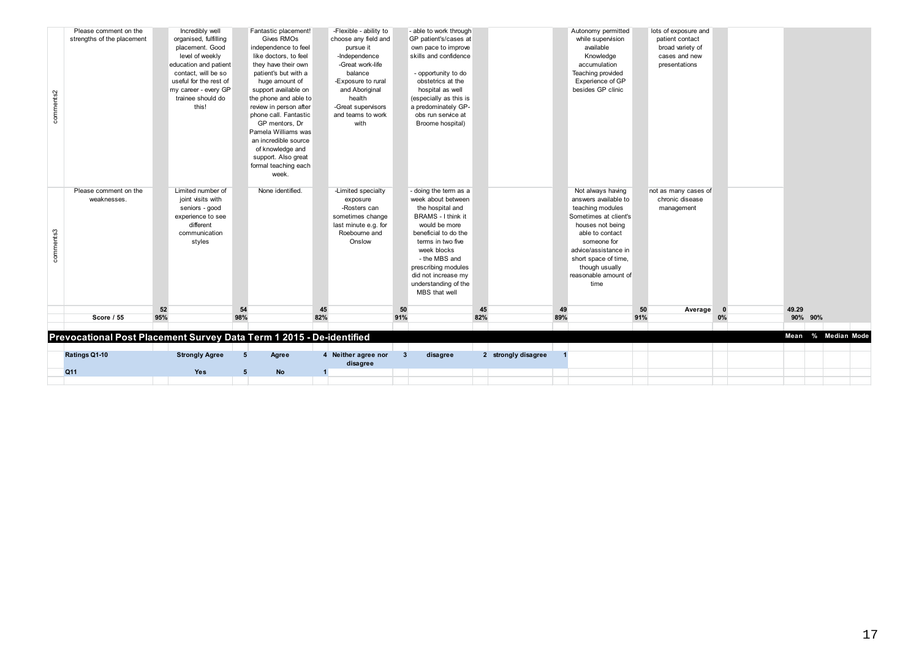| | | | | | | | | | | | | | | | | | | | | | |
|---|---|---|---|---|---|---|---|---|---|---|---|---|---|---|---|---|---|---|---|---|---|
| comments2 | Please comment on the strengths of the placement | | Incredibly well organised, fulfilling placement. Good level of weekly education and patient contact, will be so useful for the rest of my career - every GP trainee should do this! | | Fantastic placement! Gives RMOs independence to feel like doctors, to feel they have their own patient's but with a huge amount of support available on the phone and able to review in person after phone call. Fantastic GP mentors, Dr Pamela Williams was an incredible source of knowledge and support. Also great formal teaching each week. | | -Flexible - ability to choose any field and pursue it -Independence -Great work-life balance -Exposure to rural and Aboriginal health -Great supervisors and teams to work with | | - able to work through GP patient's/cases at own pace to improve skills and confidence - opportunity to do obstetrics at the hospital as well (especially as this is a predominately GP-obs run service at Broome hospital) | | | | Autonomy permitted while supervision available Knowledge accumulation Teaching provided Experience of GP besides GP clinic | | lots of exposure and patient contact broad variety of cases and new presentations | | | | | | |
| comments3 | Please comment on the weaknesses. | | Limited number of joint visits with seniors - good experience to see different communication styles | | None identified. | | -Limited specialty exposure -Rosters can sometimes change last minute e.g. for Roebourne and Onslow | | - doing the term as a week about between the hospital and BRAMS - I think it would be more beneficial to do the terms in two five week blocks - the MBS and prescribing modules did not increase my understanding of the MBS that well | | | | Not always having answers available to teaching modules Sometimes at client's houses not being able to contact someone for advice/assistance in short space of time, though usually reasonable amount of time | | not as many cases of chronic disease management | | | | | | |
| | | 52 | | 54 | | 45 | | 50 | | 45 | | 49 | | 50 | Average | 0 | | 49.29 | | | |
| | Score / 55 | 95% | | 98% | | 82% | | 91% | | 82% | | 89% | | 91% | | 0% | | | 90% | 90% | |

## Prevocational Post Placement Survey Data Term 1 2015 - De-identified

| Ratings Q1-10 | Strongly Agree | 5 | Agree | 4 | Neither agree nor disagree | 3 | disagree | 2 | strongly disagree | 1 | Mean | % | Median | Mode |
|---|---|---|---|---|---|---|---|---|---|---|---|---|---|---|
| Q11 | Yes | 5 | No | 1 | | | | | | | | | | |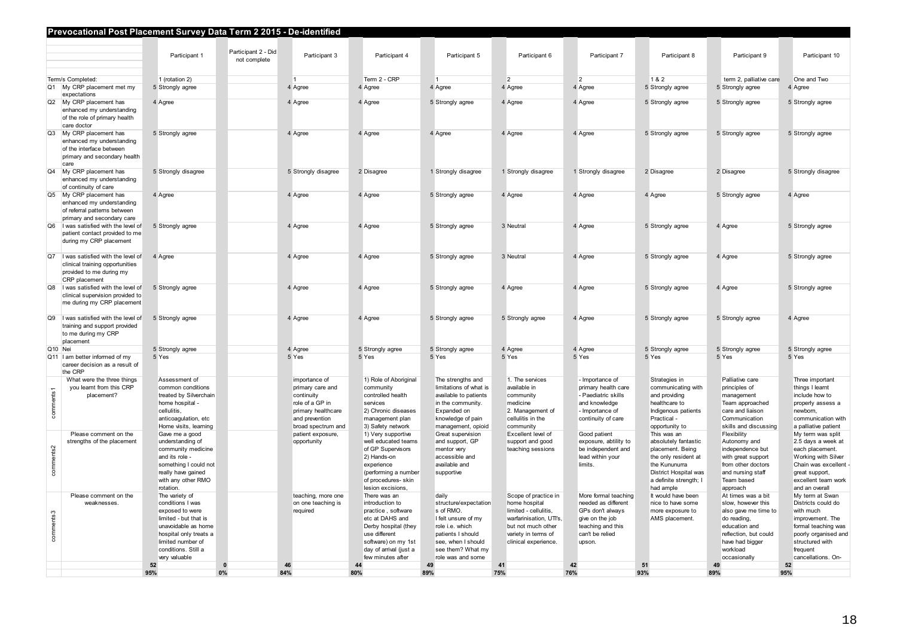## Prevocational Post Placement Survey Data Term 2 2015 - De-identified

| | | Participant 1 | Participant 2 - Did not complete | Participant 3 | Participant 4 | Participant 5 | Participant 6 | Participant 7 | Participant 8 | Participant 9 | Participant 10 |
|---|---|---|---|---|---|---|---|---|---|---|---|
| | Term/s Completed: | 1 (rotation 2) | | 1 | Term 2 - CRP | 1 | 2 | 2 | 1 & 2 | term 2, palliative care | One and Two |
| Q1 | My CRP placement met my expectations | 5 Strongly agree | | 4 Agree | 4 Agree | 4 Agree | 4 Agree | 4 Agree | 5 Strongly agree | 5 Strongly agree | 4 Agree |
| Q2 | My CRP placement has enhanced my understanding of the role of primary health care doctor | 4 Agree | | 4 Agree | 4 Agree | 5 Strongly agree | 4 Agree | 4 Agree | 5 Strongly agree | 5 Strongly agree | 5 Strongly agree |
| Q3 | My CRP placement has enhanced my understanding of the interface between primary and secondary health care | 5 Strongly agree | | 4 Agree | 4 Agree | 4 Agree | 4 Agree | 4 Agree | 5 Strongly agree | 5 Strongly agree | 5 Strongly agree |
| Q4 | My CRP placement has enhanced my understanding of continuity of care | 5 Strongly disagree | | 5 Strongly disagree | 2 Disagree | 1 Strongly disagree | 1 Strongly disagree | 1 Strongly disagree | 2 Disagree | 2 Disagree | 5 Strongly disagree |
| Q5 | My CRP placement has enhanced my understanding of referral patterns between primary and secondary care | 4 Agree | | 4 Agree | 4 Agree | 5 Strongly agree | 4 Agree | 4 Agree | 4 Agree | 5 Strongly agree | 4 Agree |
| Q6 | I was satisfied with the level of patient contact provided to me during my CRP placement | 5 Strongly agree | | 4 Agree | 4 Agree | 5 Strongly agree | 3 Neutral | 4 Agree | 5 Strongly agree | 4 Agree | 5 Strongly agree |
| Q7 | I was satisfied with the level of clinical training opportunities provided to me during my CRP placement | 4 Agree | | 4 Agree | 4 Agree | 5 Strongly agree | 3 Neutral | 4 Agree | 5 Strongly agree | 4 Agree | 5 Strongly agree |
| Q8 | I was satisfied with the level of clinical supervision provided to me during my CRP placement | 5 Strongly agree | | 4 Agree | 4 Agree | 5 Strongly agree | 4 Agree | 4 Agree | 5 Strongly agree | 4 Agree | 5 Strongly agree |
| Q9 | I was satisfied with the level of training and support provided to me during my CRP placement | 5 Strongly agree | | 4 Agree | 4 Agree | 5 Strongly agree | 5 Strongly agree | 4 Agree | 5 Strongly agree | 5 Strongly agree | 4 Agree |
| Q10 | Nei | 5 Strongly agree | | 4 Agree | 5 Strongly agree | 5 Strongly agree | 4 Agree | 4 Agree | 5 Strongly agree | 5 Strongly agree | 5 Strongly agree |
| Q11 | I am better informed of my career decision as a result of the CRP | 5 Yes | | 5 Yes | 5 Yes | 5 Yes | 5 Yes | 5 Yes | 5 Yes | 5 Yes | 5 Yes |
| comments1 | What were the three things you learnt from this CRP placement? | Assessment of common conditions treated by Silverchain home hospital - cellulitis, anticoagulation, etc Home visits, learning | | importance of primary care and continuity role of a GP in primary healthcare and prevention broad spectrum and | 1) Role of Aboriginal community controlled health services 2) Chronic diseases management plan 3) Safety network | The strengths and limitations of what is available to patients in the community. Expanded on knowledge of pain management, opioid | 1. The services available in community medicine 2. Management of cellulitis in the community | - Importance of primary health care - Paediatric skills and knowledge - Importance of continuity of care | Strategies in communicating with and providing healthcare to Indigenous patients Practical - opportunity to | Palliative care principles of management Team approached care and liaison Communication skills and discussing | Three important things I learnt include how to properly assess a newborn, communication with a palliative patient |
| comments2 | Please comment on the strengths of the placement | Gave me a good understanding of community medicine and its role - something I could not really have gained with any other RMO rotation. | | patient exposure, opportunity | 1) Very supportive well educated teams of GP Supervisors 2) Hands-on experience (performing a number of procedures- skin lesion excisions, | Great supervision and support, GP mentor very accessible and available and supportive | Excellent level of support and good teaching sessions | Good patient exposure, abtility to be independent and lead within your limits. | This was an absolutely fantastic placement. Being the only resident at the Kununurra District Hospital was a definite strength; I had ample | Flexibility Autonomy and independence but with great support from other doctors and nursing staff Team based approach | My term was split 2.5 days a week at each placement. Working with Silver Chain was excellent - great support, excellent team work and an overall |
| comments3 | Please comment on the weaknesses. | The variety of conditions I was exposed to were limited - but that is unavoidable as home hospital only treats a limited number of conditions. Still a very valuable | | teaching, more one on one teaching is required | There was an introduction to practice , software etc at DAHS and Derby hospital (they use different software) on my 1st day of arrival (just a few minutes after | daily structure/expectation s of RMO. I felt unsure of my role i.e. which patients I should see, when I should see them? What my role was and some | Scope of practice in home hospital limited - cellulitis, warfarinisation, UTI's, but not much other variety in terms of clinical experience. | More formal teaching needed as different GPs don't always give on the job teaching and this can't be relied upson. | It would have been nice to have some more exposure to AMS placement. | At times was a bit slow, however this also gave me time to do reading, education and reflection, but could have had bigger workload occasionally | My term at Swan Districts could do with much improvement. The formal teaching was poorly organised and structured with frequent cancellations. On- |
| | | 52 | 0 | 46 | 44 | 49 | 41 | 42 | 51 | 49 | 52 |
| | | 95% | 0% | 84% | 80% | 89% | 75% | 76% | 93% | 89% | 95% |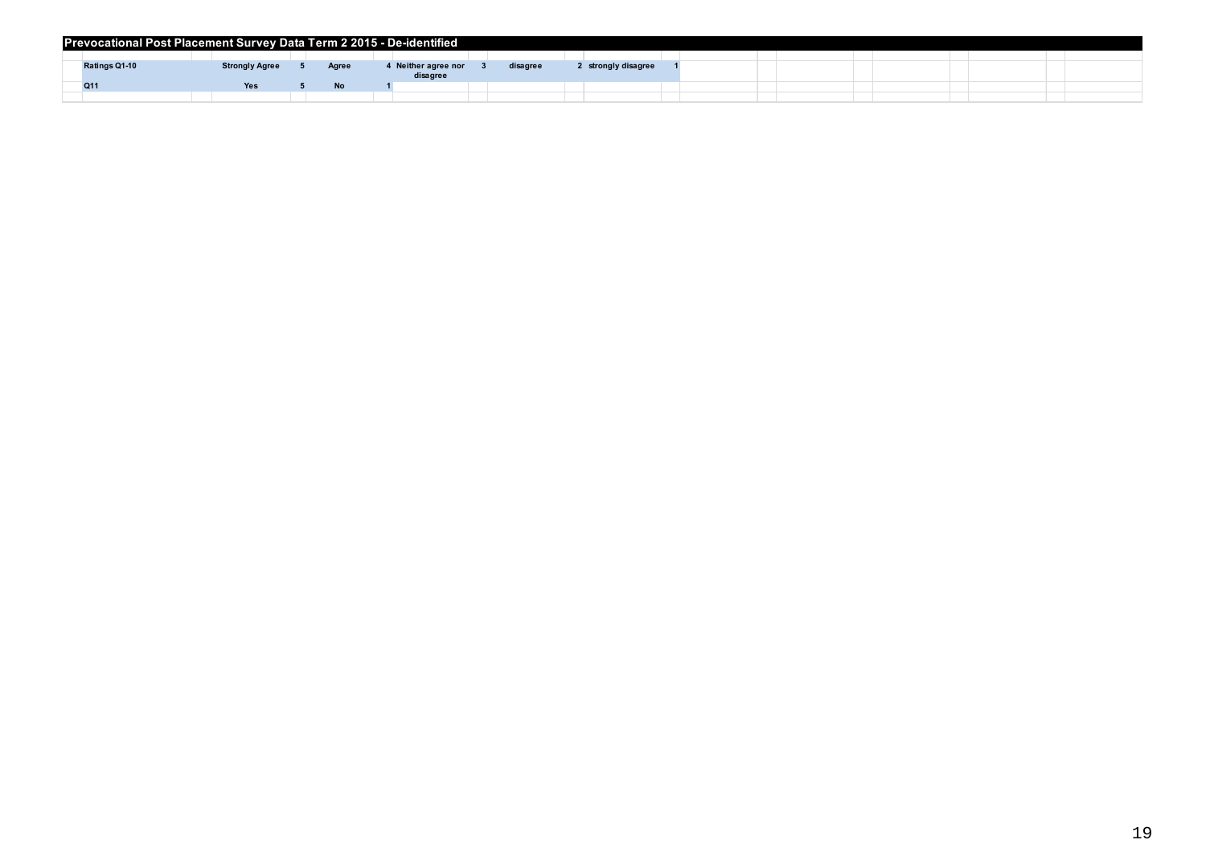## Prevocational Post Placement Survey Data Term 2 2015 - De-identified

| Ratings Q1-10 | Strongly Agree | 5 | Agree | 4 | Neither agree nor disagree | 3 | disagree | 2 | strongly disagree | 1 |
|---|---|---|---|---|---|---|---|---|---|---|
| Q11 | Yes | 5 | No | 1 | | | | | | |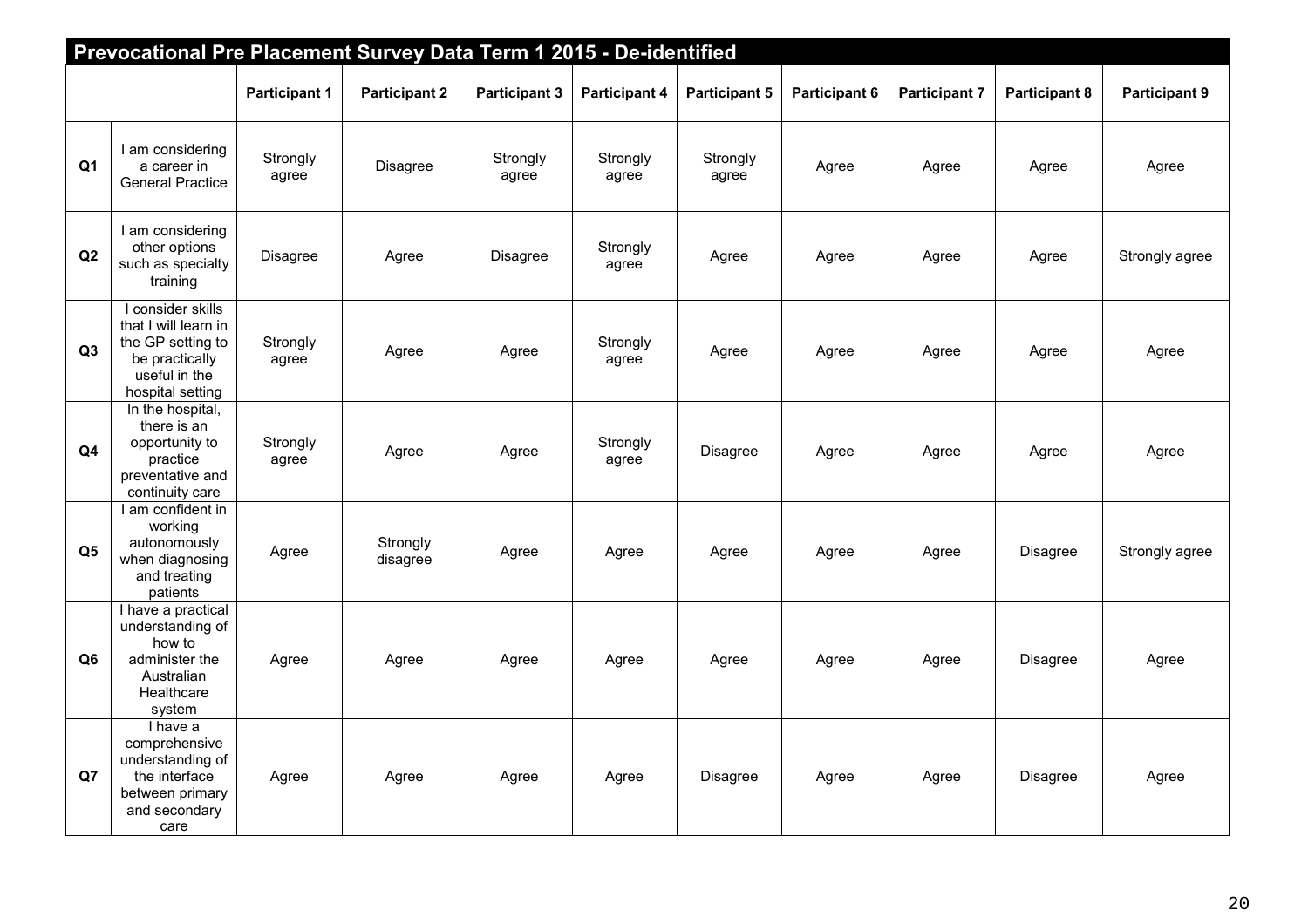## Prevocational Pre Placement Survey Data Term 1 2015 - De-identified

| | | Participant 1 | Participant 2 | Participant 3 | Participant 4 | Participant 5 | Participant 6 | Participant 7 | Participant 8 | Participant 9 |
|---|---|---|---|---|---|---|---|---|---|---|
| Q1 | I am considering a career in General Practice | Strongly agree | Disagree | Strongly agree | Strongly agree | Strongly agree | Agree | Agree | Agree | Agree |
| Q2 | I am considering other options such as specialty training | Disagree | Agree | Disagree | Strongly agree | Agree | Agree | Agree | Agree | Strongly agree |
| Q3 | I consider skills that I will learn in the GP setting to be practically useful in the hospital setting | Strongly agree | Agree | Agree | Strongly agree | Agree | Agree | Agree | Agree | Agree |
| Q4 | In the hospital, there is an opportunity to practice preventative and continuity care | Strongly agree | Agree | Agree | Strongly agree | Disagree | Agree | Agree | Agree | Agree |
| Q5 | I am confident in working autonomously when diagnosing and treating patients | Agree | Strongly disagree | Agree | Agree | Agree | Agree | Agree | Disagree | Strongly agree |
| Q6 | I have a practical understanding of how to administer the Australian Healthcare system | Agree | Agree | Agree | Agree | Agree | Agree | Agree | Disagree | Agree |
| Q7 | I have a comprehensive understanding of the interface between primary and secondary care | Agree | Agree | Agree | Agree | Disagree | Agree | Agree | Disagree | Agree |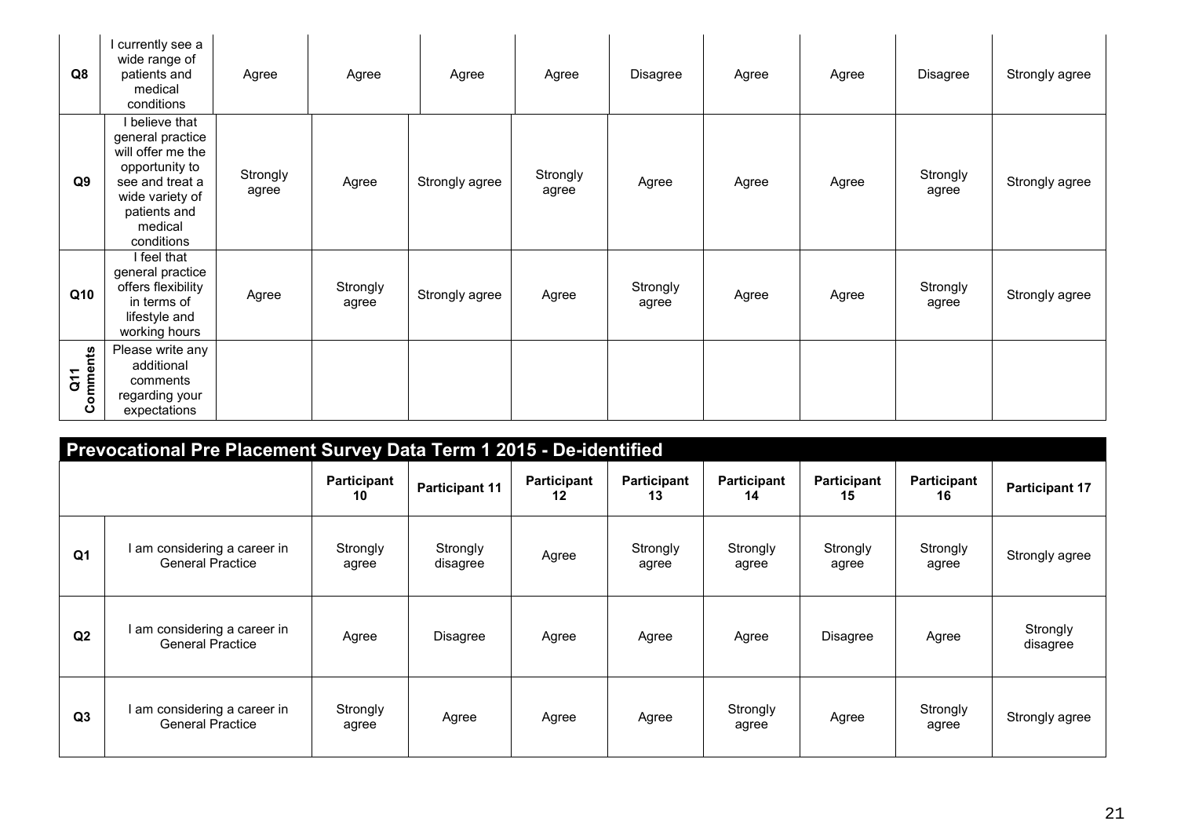| | | | | | | | | | | |
|---|---|---|---|---|---|---|---|---|---|---|
| **Q8** | I currently see a wide range of patients and medical conditions | Agree | Agree | Agree | Agree | Disagree | Agree | Agree | Disagree | Strongly agree |
| **Q9** | I believe that general practice will offer me the opportunity to see and treat a wide variety of patients and medical conditions | Strongly agree | Agree | Strongly agree | Strongly agree | Agree | Agree | Agree | Strongly agree | Strongly agree |
| **Q10** | I feel that general practice offers flexibility in terms of lifestyle and working hours | Agree | Strongly agree | Strongly agree | Agree | Strongly agree | Agree | Agree | Strongly agree | Strongly agree |
| **Q11 Comments** | Please write any additional comments regarding your expectations | | | | | | | | | |

## Prevocational Pre Placement Survey Data Term 1 2015 - De-identified

| | | Participant 10 | Participant 11 | Participant 12 | Participant 13 | Participant 14 | Participant 15 | Participant 16 | Participant 17 |
|---|---|---|---|---|---|---|---|---|---|
| **Q1** | I am considering a career in General Practice | Strongly agree | Strongly disagree | Agree | Strongly agree | Strongly agree | Strongly agree | Strongly agree | Strongly agree |
| **Q2** | I am considering a career in General Practice | Agree | Disagree | Agree | Agree | Agree | Disagree | Agree | Strongly disagree |
| **Q3** | I am considering a career in General Practice | Strongly agree | Agree | Agree | Agree | Strongly agree | Agree | Strongly agree | Strongly agree |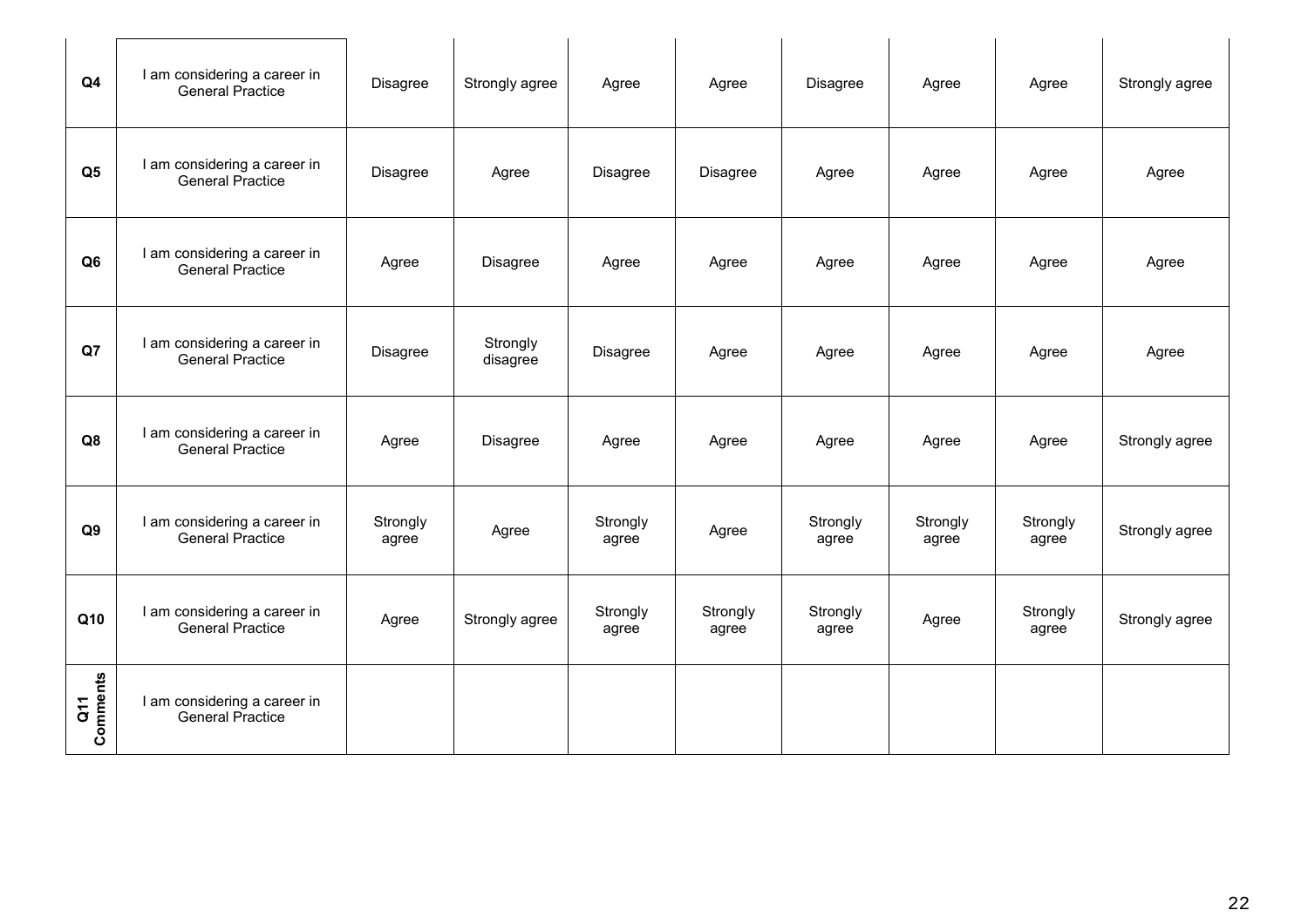| | | | | | | | | | |
|---|---|---|---|---|---|---|---|---|---|
| Q4 | I am considering a career in General Practice | Disagree | Strongly agree | Agree | Agree | Disagree | Agree | Agree | Strongly agree |
| Q5 | I am considering a career in General Practice | Disagree | Agree | Disagree | Disagree | Agree | Agree | Agree | Agree |
| Q6 | I am considering a career in General Practice | Agree | Disagree | Agree | Agree | Agree | Agree | Agree | Agree |
| Q7 | I am considering a career in General Practice | Disagree | Strongly disagree | Disagree | Agree | Agree | Agree | Agree | Agree |
| Q8 | I am considering a career in General Practice | Agree | Disagree | Agree | Agree | Agree | Agree | Agree | Strongly agree |
| Q9 | I am considering a career in General Practice | Strongly agree | Agree | Strongly agree | Agree | Strongly agree | Strongly agree | Strongly agree | Strongly agree |
| Q10 | I am considering a career in General Practice | Agree | Strongly agree | Strongly agree | Strongly agree | Strongly agree | Agree | Strongly agree | Strongly agree |
| Q11 Comments | I am considering a career in General Practice | | | | | | | | |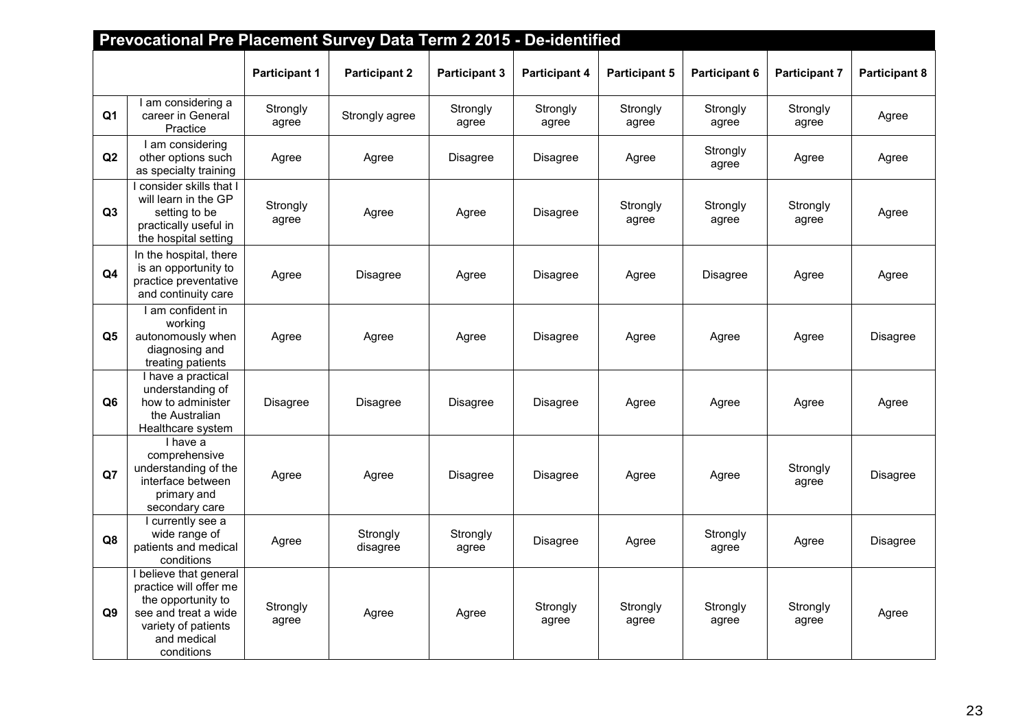## Prevocational Pre Placement Survey Data Term 2 2015 - De-identified

| | | Participant 1 | Participant 2 | Participant 3 | Participant 4 | Participant 5 | Participant 6 | Participant 7 | Participant 8 |
|---|---|---|---|---|---|---|---|---|---|
| Q1 | I am considering a career in General Practice | Strongly agree | Strongly agree | Strongly agree | Strongly agree | Strongly agree | Strongly agree | Strongly agree | Agree |
| Q2 | I am considering other options such as specialty training | Agree | Agree | Disagree | Disagree | Agree | Strongly agree | Agree | Agree |
| Q3 | I consider skills that I will learn in the GP setting to be practically useful in the hospital setting | Strongly agree | Agree | Agree | Disagree | Strongly agree | Strongly agree | Strongly agree | Agree |
| Q4 | In the hospital, there is an opportunity to practice preventative and continuity care | Agree | Disagree | Agree | Disagree | Agree | Disagree | Agree | Agree |
| Q5 | I am confident in working autonomously when diagnosing and treating patients | Agree | Agree | Agree | Disagree | Agree | Agree | Agree | Disagree |
| Q6 | I have a practical understanding of how to administer the Australian Healthcare system | Disagree | Disagree | Disagree | Disagree | Agree | Agree | Agree | Agree |
| Q7 | I have a comprehensive understanding of the interface between primary and secondary care | Agree | Agree | Disagree | Disagree | Agree | Agree | Strongly agree | Disagree |
| Q8 | I currently see a wide range of patients and medical conditions | Agree | Strongly disagree | Strongly agree | Disagree | Agree | Strongly agree | Agree | Disagree |
| Q9 | I believe that general practice will offer me the opportunity to see and treat a wide variety of patients and medical conditions | Strongly agree | Agree | Agree | Strongly agree | Strongly agree | Strongly agree | Strongly agree | Agree |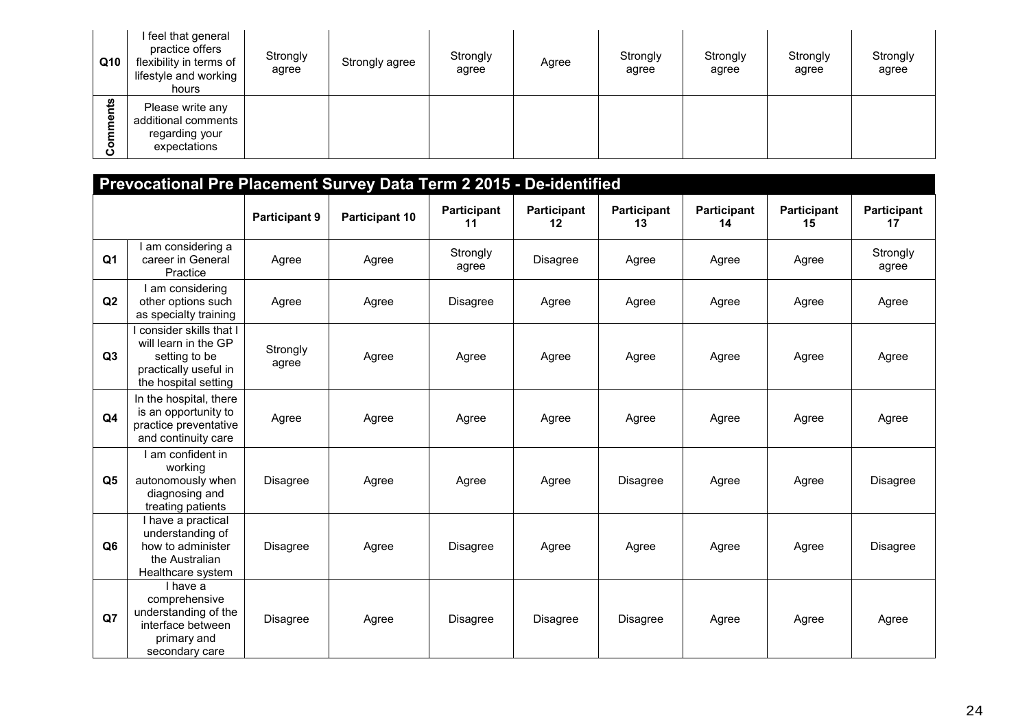| | | | | | | | | | |
|---|---|---|---|---|---|---|---|---|---|
| Q10 | I feel that general practice offers flexibility in terms of lifestyle and working hours | Strongly agree | Strongly agree | Strongly agree | Agree | Strongly agree | Strongly agree | Strongly agree | Strongly agree |
| Comments | Please write any additional comments regarding your expectations | | | | | | | | |

## Prevocational Pre Placement Survey Data Term 2 2015 - De-identified

| | | Participant 9 | Participant 10 | Participant 11 | Participant 12 | Participant 13 | Participant 14 | Participant 15 | Participant 17 |
|---|---|---|---|---|---|---|---|---|---|
| Q1 | I am considering a career in General Practice | Agree | Agree | Strongly agree | Disagree | Agree | Agree | Agree | Strongly agree |
| Q2 | I am considering other options such as specialty training | Agree | Agree | Disagree | Agree | Agree | Agree | Agree | Agree |
| Q3 | I consider skills that I will learn in the GP setting to be practically useful in the hospital setting | Strongly agree | Agree | Agree | Agree | Agree | Agree | Agree | Agree |
| Q4 | In the hospital, there is an opportunity to practice preventative and continuity care | Agree | Agree | Agree | Agree | Agree | Agree | Agree | Agree |
| Q5 | I am confident in working autonomously when diagnosing and treating patients | Disagree | Agree | Agree | Agree | Disagree | Agree | Agree | Disagree |
| Q6 | I have a practical understanding of how to administer the Australian Healthcare system | Disagree | Agree | Disagree | Agree | Agree | Agree | Agree | Disagree |
| Q7 | I have a comprehensive understanding of the interface between primary and secondary care | Disagree | Agree | Disagree | Disagree | Disagree | Agree | Agree | Agree |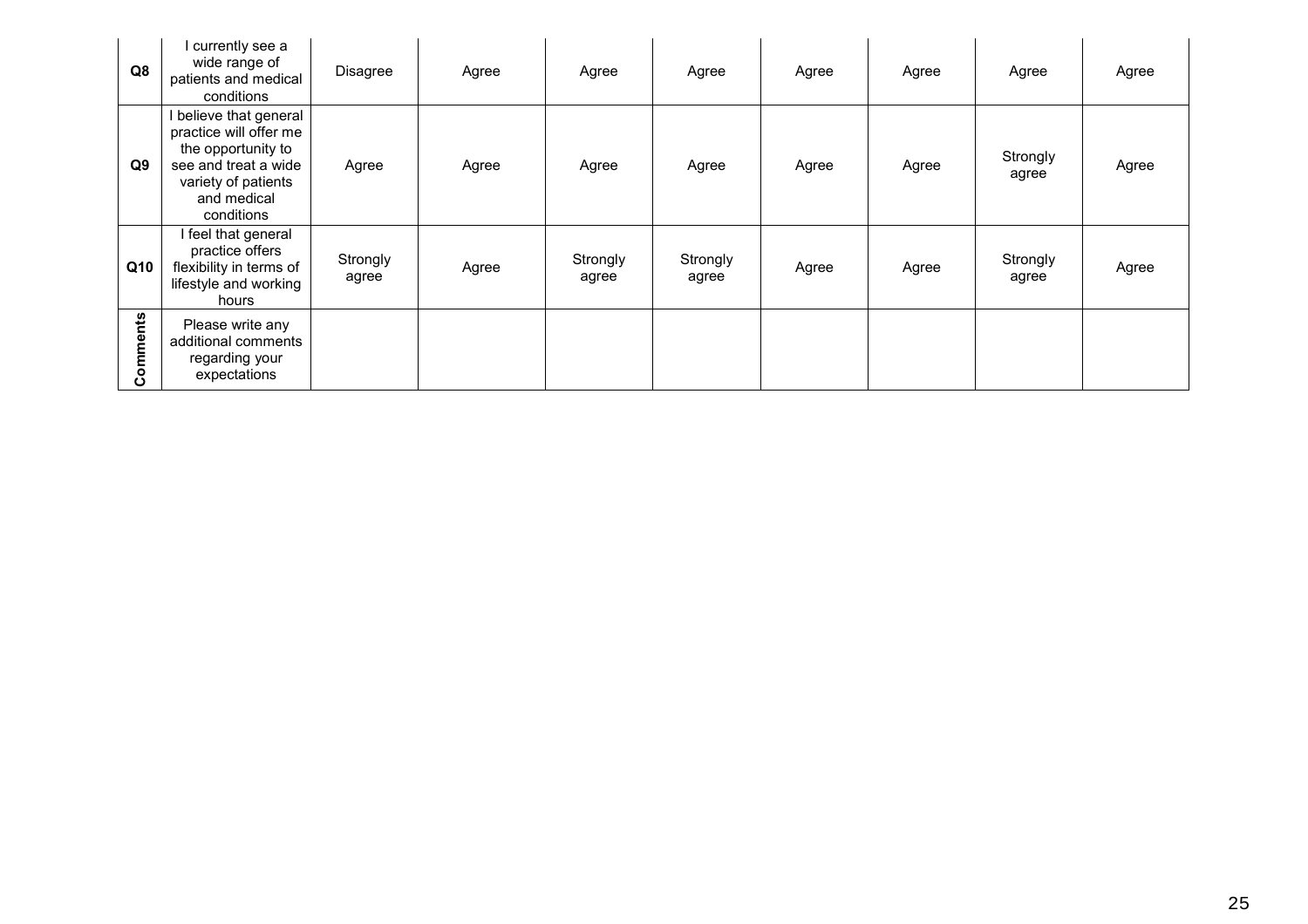| Q8 | I currently see a wide range of patients and medical conditions | Disagree | Agree | Agree | Agree | Agree | Agree | Agree | Agree |
|---|---|---|---|---|---|---|---|---|---|
| Q9 | I believe that general practice will offer me the opportunity to see and treat a wide variety of patients and medical conditions | Agree | Agree | Agree | Agree | Agree | Agree | Strongly agree | Agree |
| Q10 | I feel that general practice offers flexibility in terms of lifestyle and working hours | Strongly agree | Agree | Strongly agree | Strongly agree | Agree | Agree | Strongly agree | Agree |
| Comments | Please write any additional comments regarding your expectations | | | | | | | | |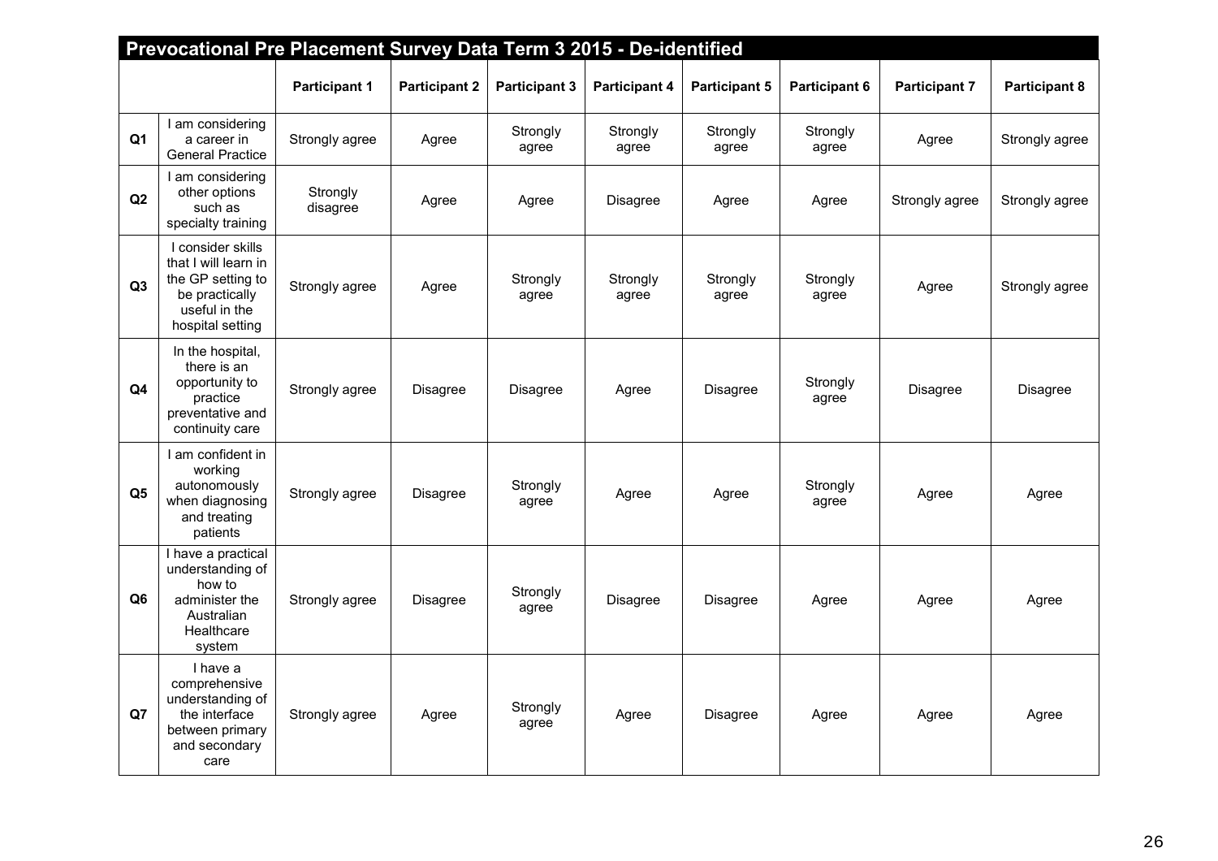## Prevocational Pre Placement Survey Data Term 3 2015 - De-identified

| | | Participant 1 | Participant 2 | Participant 3 | Participant 4 | Participant 5 | Participant 6 | Participant 7 | Participant 8 |
|---|---|---|---|---|---|---|---|---|---|
| Q1 | I am considering a career in General Practice | Strongly agree | Agree | Strongly agree | Strongly agree | Strongly agree | Strongly agree | Agree | Strongly agree |
| Q2 | I am considering other options such as specialty training | Strongly disagree | Agree | Agree | Disagree | Agree | Agree | Strongly agree | Strongly agree |
| Q3 | I consider skills that I will learn in the GP setting to be practically useful in the hospital setting | Strongly agree | Agree | Strongly agree | Strongly agree | Strongly agree | Strongly agree | Agree | Strongly agree |
| Q4 | In the hospital, there is an opportunity to practice preventative and continuity care | Strongly agree | Disagree | Disagree | Agree | Disagree | Strongly agree | Disagree | Disagree |
| Q5 | I am confident in working autonomously when diagnosing and treating patients | Strongly agree | Disagree | Strongly agree | Agree | Agree | Strongly agree | Agree | Agree |
| Q6 | I have a practical understanding of how to administer the Australian Healthcare system | Strongly agree | Disagree | Strongly agree | Disagree | Disagree | Agree | Agree | Agree |
| Q7 | I have a comprehensive understanding of the interface between primary and secondary care | Strongly agree | Agree | Strongly agree | Agree | Disagree | Agree | Agree | Agree |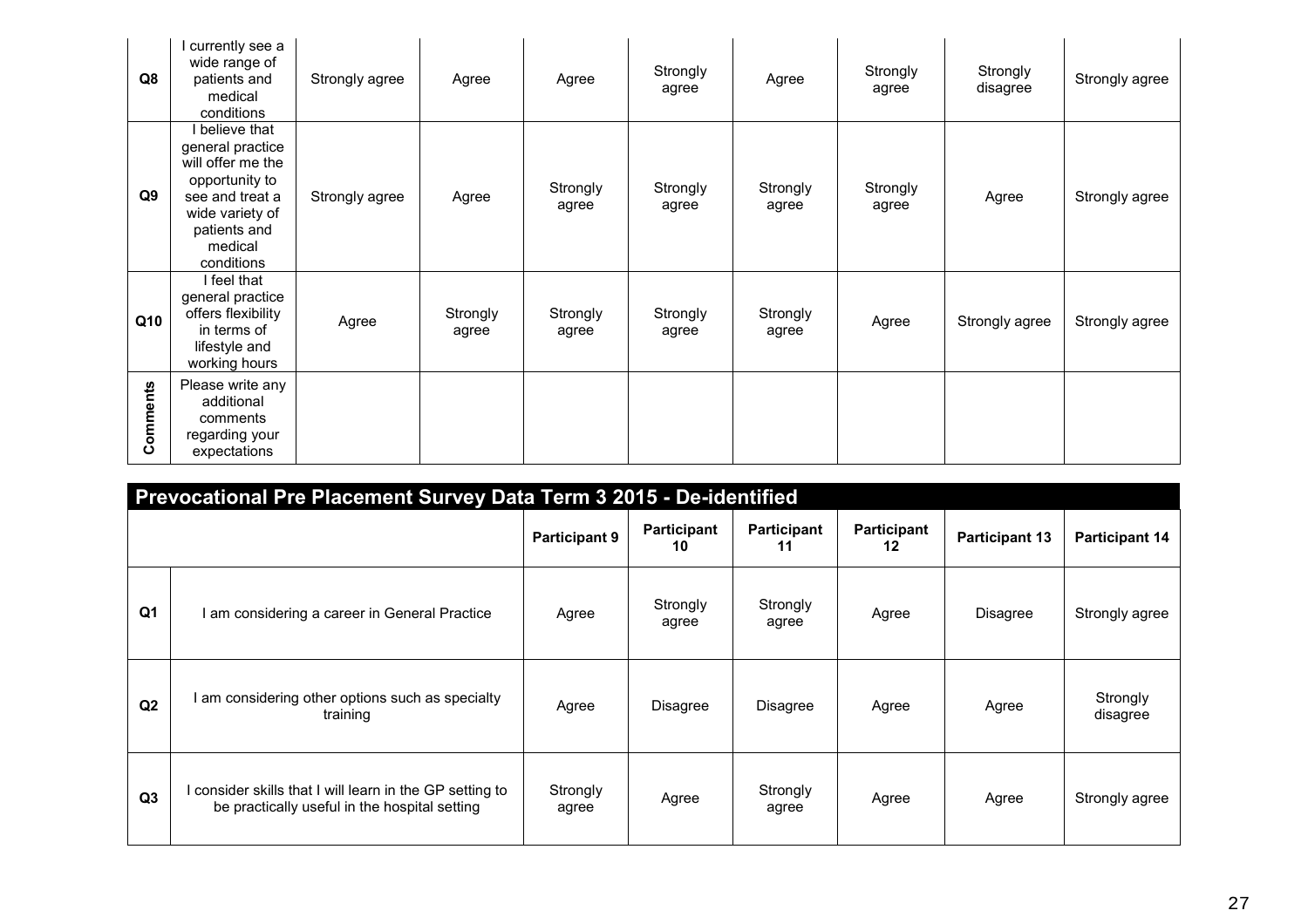| | | | | | | | | | |
|---|---|---|---|---|---|---|---|---|---|
| Q8 | I currently see a wide range of patients and medical conditions | Strongly agree | Agree | Agree | Strongly agree | Agree | Strongly agree | Strongly disagree | Strongly agree |
| Q9 | I believe that general practice will offer me the opportunity to see and treat a wide variety of patients and medical conditions | Strongly agree | Agree | Strongly agree | Strongly agree | Strongly agree | Strongly agree | Agree | Strongly agree |
| Q10 | I feel that general practice offers flexibility in terms of lifestyle and working hours | Agree | Strongly agree | Strongly agree | Strongly agree | Strongly agree | Agree | Strongly agree | Strongly agree |
| Comments | Please write any additional comments regarding your expectations | | | | | | | | |

## Prevocational Pre Placement Survey Data Term 3 2015 - De-identified

| | | Participant 9 | Participant 10 | Participant 11 | Participant 12 | Participant 13 | Participant 14 |
|---|---|---|---|---|---|---|---|
| Q1 | I am considering a career in General Practice | Agree | Strongly agree | Strongly agree | Agree | Disagree | Strongly agree |
| Q2 | I am considering other options such as specialty training | Agree | Disagree | Disagree | Agree | Agree | Strongly disagree |
| Q3 | I consider skills that I will learn in the GP setting to be practically useful in the hospital setting | Strongly agree | Agree | Strongly agree | Agree | Agree | Strongly agree |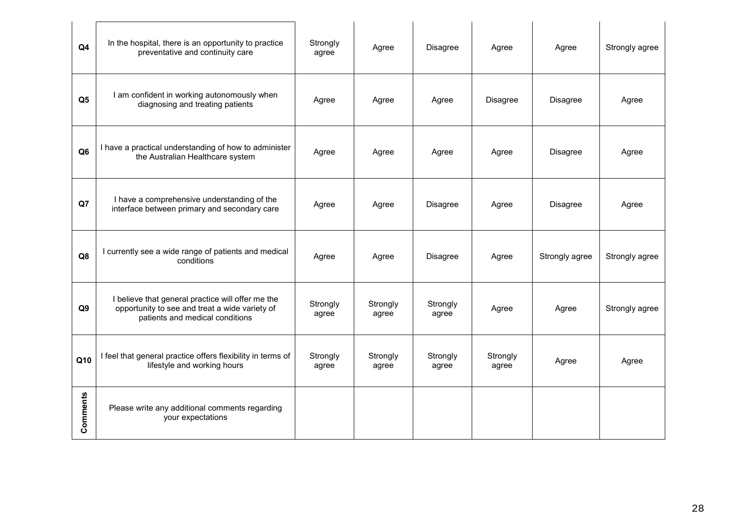| | | | | | | | |
|---|---|---|---|---|---|---|---|
| **Q4** | In the hospital, there is an opportunity to practice preventative and continuity care | Strongly agree | Agree | Disagree | Agree | Agree | Strongly agree |
| **Q5** | I am confident in working autonomously when diagnosing and treating patients | Agree | Agree | Agree | Disagree | Disagree | Agree |
| **Q6** | I have a practical understanding of how to administer the Australian Healthcare system | Agree | Agree | Agree | Agree | Disagree | Agree |
| **Q7** | I have a comprehensive understanding of the interface between primary and secondary care | Agree | Agree | Disagree | Agree | Disagree | Agree |
| **Q8** | I currently see a wide range of patients and medical conditions | Agree | Agree | Disagree | Agree | Strongly agree | Strongly agree |
| **Q9** | I believe that general practice will offer me the opportunity to see and treat a wide variety of patients and medical conditions | Strongly agree | Strongly agree | Strongly agree | Agree | Agree | Strongly agree |
| **Q10** | I feel that general practice offers flexibility in terms of lifestyle and working hours | Strongly agree | Strongly agree | Strongly agree | Strongly agree | Agree | Agree |
| **Comments** | Please write any additional comments regarding your expectations | | | | | | |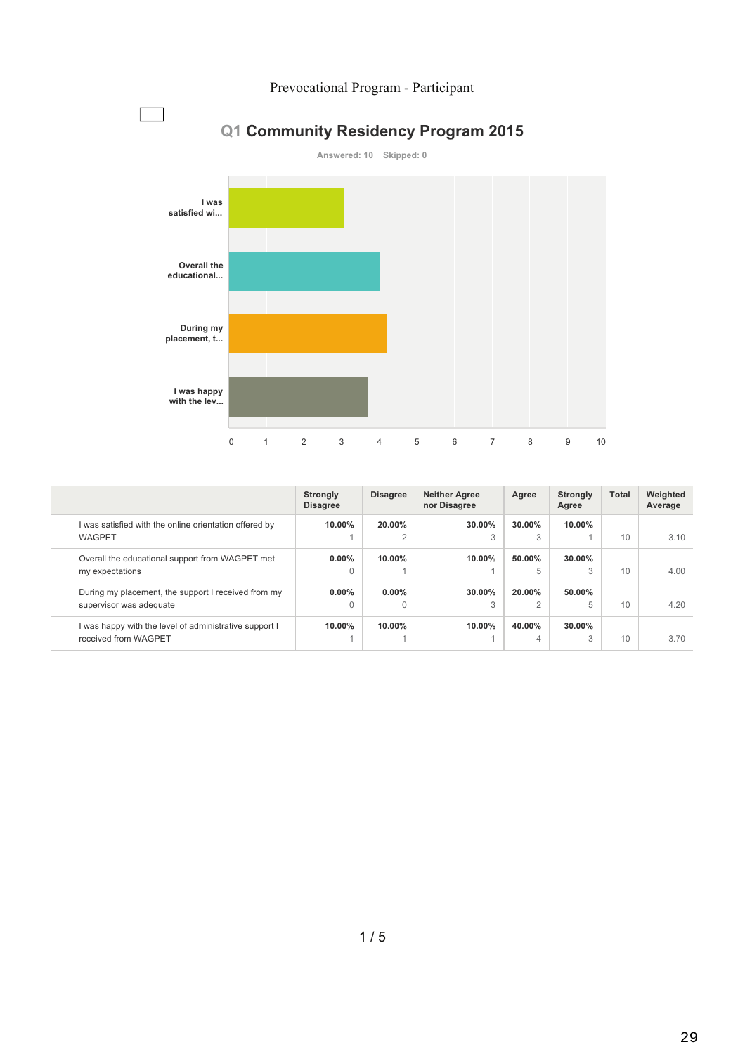Prevocational Program - Participant

## Q1 Community Residency Program 2015

Answered: 10 Skipped: 0

| | Strongly Disagree | Disagree | Neither Agree nor Disagree | Agree | Strongly Agree | Total | Weighted Average |
|---|---|---|---|---|---|---|---|
| I was satisfied with the online orientation offered by WAGPET | **10.00%** 1 | **20.00%** 2 | **30.00%** 3 | **30.00%** 3 | **10.00%** 1 | 10 | 3.10 |
| Overall the educational support from WAGPET met my expectations | **0.00%** 0 | **10.00%** 1 | **10.00%** 1 | **50.00%** 5 | **30.00%** 3 | 10 | 4.00 |
| During my placement, the support I received from my supervisor was adequate | **0.00%** 0 | **0.00%** 0 | **30.00%** 3 | **20.00%** 2 | **50.00%** 5 | 10 | 4.20 |
| I was happy with the level of administrative support I received from WAGPET | **10.00%** 1 | **10.00%** 1 | **10.00%** 1 | **40.00%** 4 | **30.00%** 3 | 10 | 3.70 |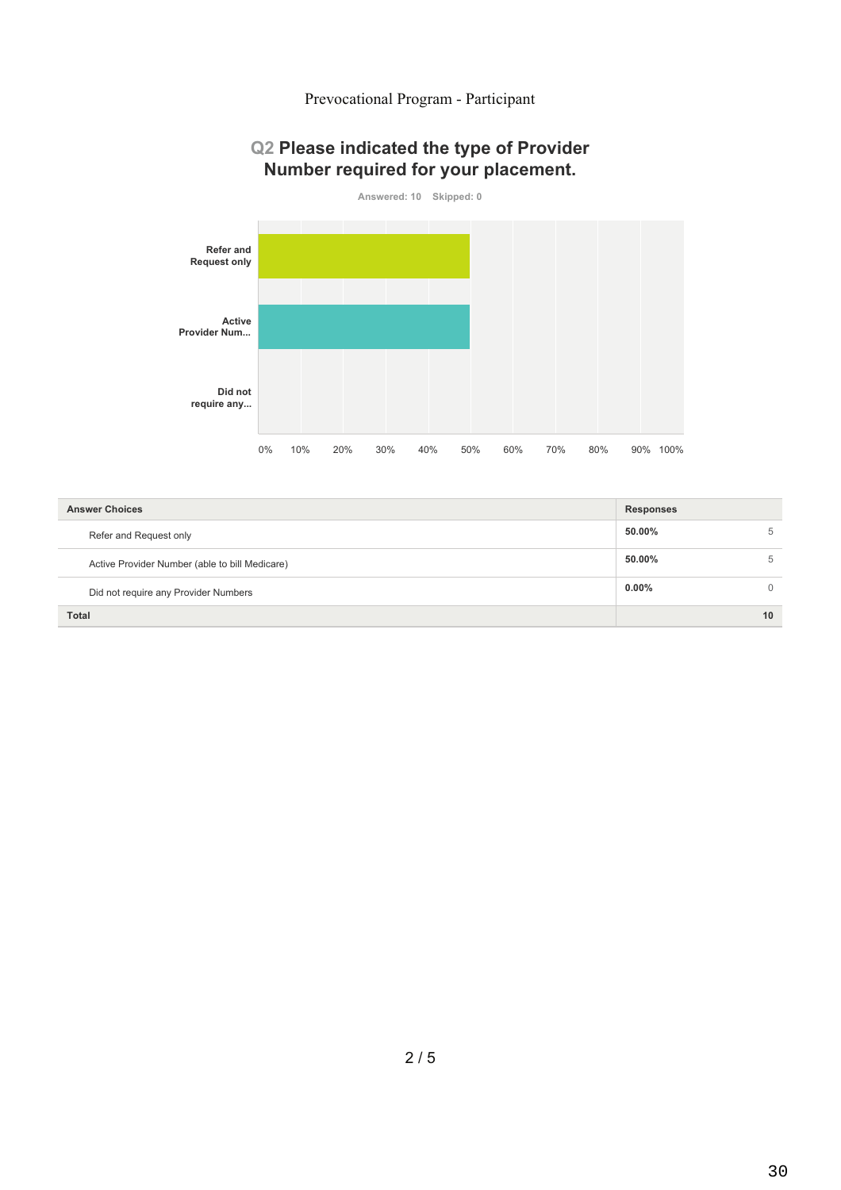Prevocational Program - Participant

## Q2 Please indicated the type of Provider Number required for your placement.

Answered: 10 Skipped: 0

| Answer Choices | Responses | |
|---|---|---|
| Refer and Request only | 50.00% | 5 |
| Active Provider Number (able to bill Medicare) | 50.00% | 5 |
| Did not require any Provider Numbers | 0.00% | 0 |
| **Total** | | **10** |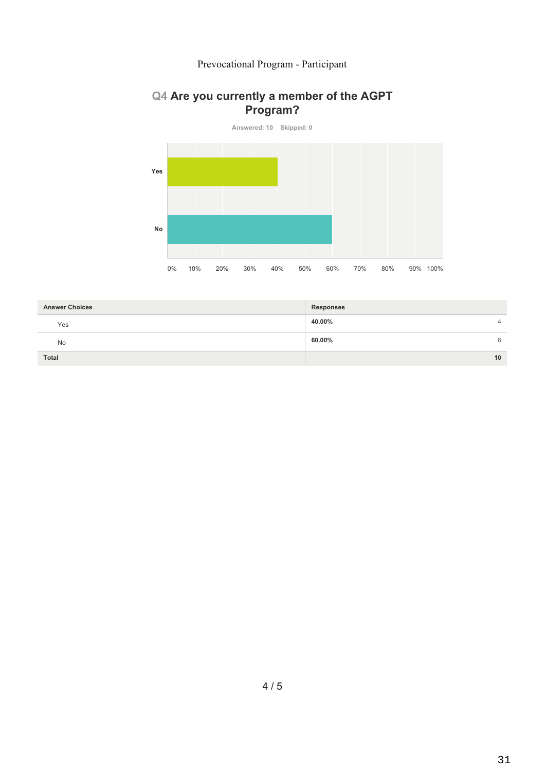Prevocational Program - Participant

## Q4 Are you currently a member of the AGPT Program?

Answered: 10 Skipped: 0

| Answer Choices | Responses | |
|---|---|---|
| Yes | 40.00% | 4 |
| No | 60.00% | 6 |
| **Total** | | **10** |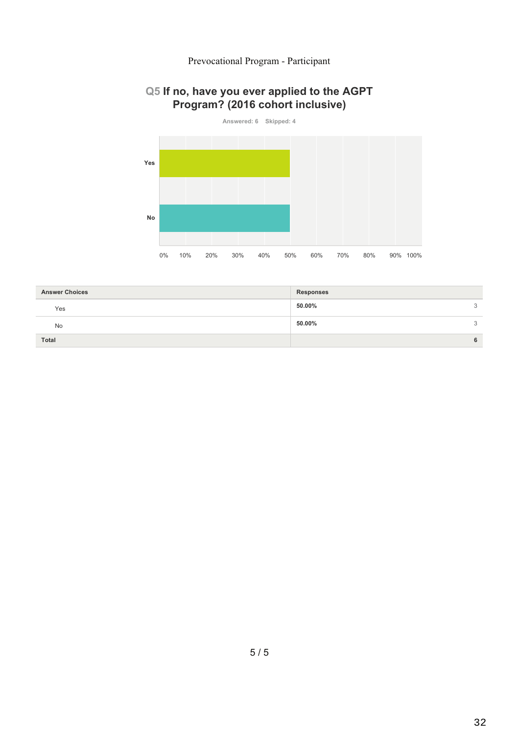Prevocational Program - Participant

## Q5 If no, have you ever applied to the AGPT Program? (2016 cohort inclusive)

Answered: 6 Skipped: 4

| Answer Choices | Responses | |
|---|---|---|
| Yes | **50.00%** | 3 |
| No | **50.00%** | 3 |
| **Total** | | **6** |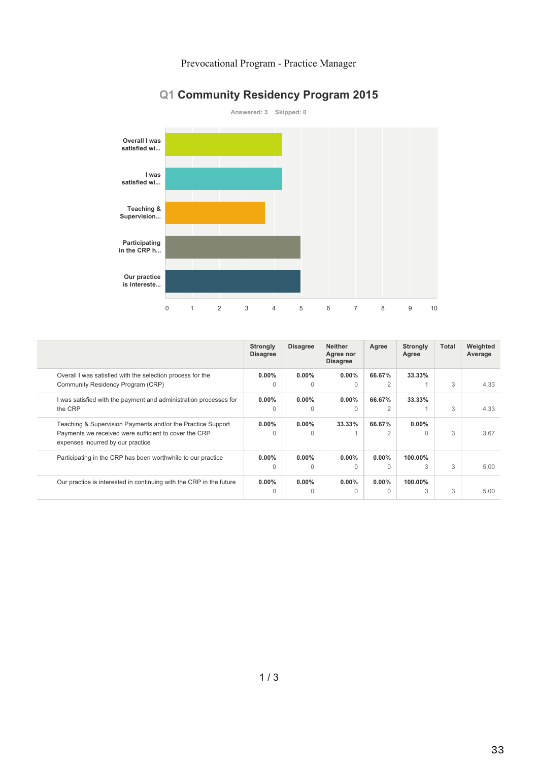Prevocational Program - Practice Manager

## Q1 Community Residency Program 2015

Answered: 3 Skipped: 0

| | Strongly Disagree | Disagree | Neither Agree nor Disagree | Agree | Strongly Agree | Total | Weighted Average |
|---|---|---|---|---|---|---|---|
| Overall I was satisfied with the selection process for the Community Residency Program (CRP) | **0.00%** 0 | **0.00%** 0 | **0.00%** 0 | **66.67%** 2 | **33.33%** 1 | 3 | 4.33 |
| I was satisfied with the payment and administration processes for the CRP | **0.00%** 0 | **0.00%** 0 | **0.00%** 0 | **66.67%** 2 | **33.33%** 1 | 3 | 4.33 |
| Teaching & Supervision Payments and/or the Practice Support Payments we received were sufficient to cover the CRP expenses incurred by our practice | **0.00%** 0 | **0.00%** 0 | **33.33%** 1 | **66.67%** 2 | **0.00%** 0 | 3 | 3.67 |
| Participating in the CRP has been worthwhile to our practice | **0.00%** 0 | **0.00%** 0 | **0.00%** 0 | **0.00%** 0 | **100.00%** 3 | 3 | 5.00 |
| Our practice is interested in continuing with the CRP in the future | **0.00%** 0 | **0.00%** 0 | **0.00%** 0 | **0.00%** 0 | **100.00%** 3 | 3 | 5.00 |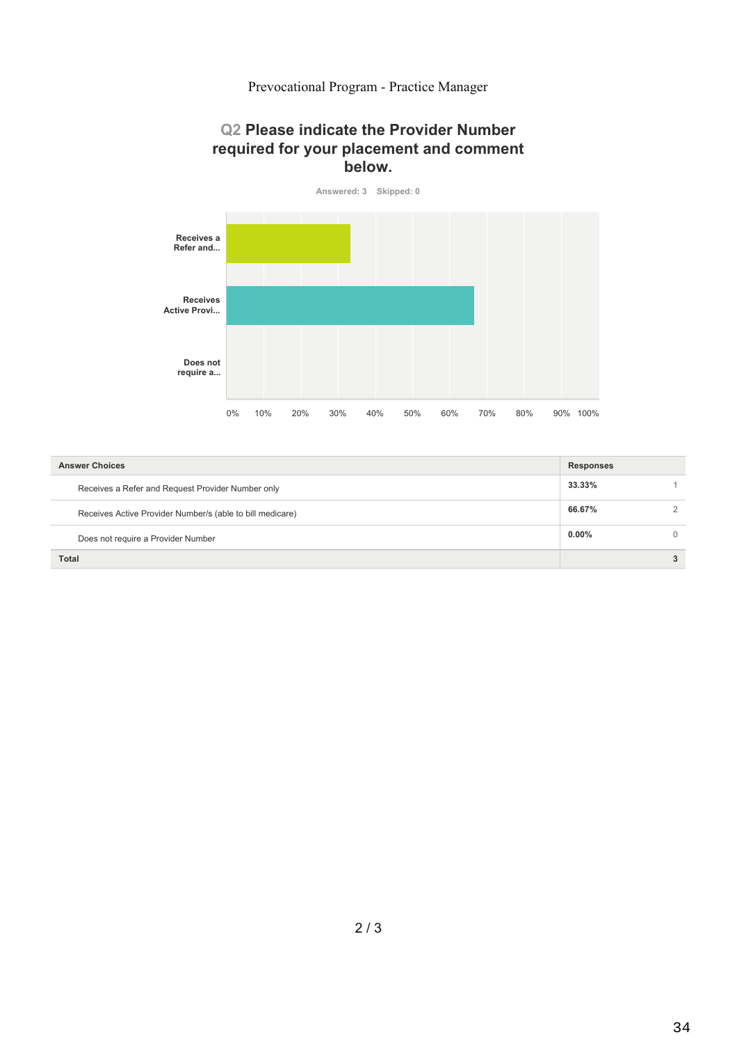Prevocational Program - Practice Manager

## Q2 Please indicate the Provider Number required for your placement and comment below.

Answered: 3 Skipped: 0

| Answer Choices | Responses | |
|---|---|---|
| Receives a Refer and Request Provider Number only | 33.33% | 1 |
| Receives Active Provider Number/s (able to bill medicare) | 66.67% | 2 |
| Does not require a Provider Number | 0.00% | 0 |
| **Total** | | **3** |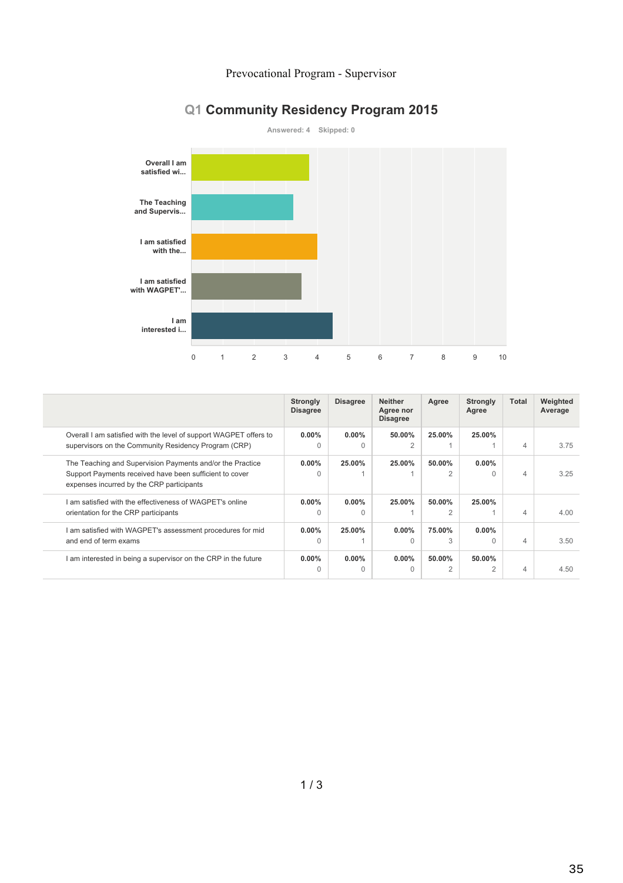Prevocational Program - Supervisor

# Q1 Community Residency Program 2015

Answered: 4 Skipped: 0

| | Strongly Disagree | Disagree | Neither Agree nor Disagree | Agree | Strongly Agree | Total | Weighted Average |
|---|---|---|---|---|---|---|---|
| Overall I am satisfied with the level of support WAGPET offers to supervisors on the Community Residency Program (CRP) | **0.00%** 0 | **0.00%** 0 | **50.00%** 2 | **25.00%** 1 | **25.00%** 1 | 4 | 3.75 |
| The Teaching and Supervision Payments and/or the Practice Support Payments received have been sufficient to cover expenses incurred by the CRP participants | **0.00%** 0 | **25.00%** 1 | **25.00%** 1 | **50.00%** 2 | **0.00%** 0 | 4 | 3.25 |
| I am satisfied with the effectiveness of WAGPET's online orientation for the CRP participants | **0.00%** 0 | **0.00%** 0 | **25.00%** 1 | **50.00%** 2 | **25.00%** 1 | 4 | 4.00 |
| I am satisfied with WAGPET's assessment procedures for mid and end of term exams | **0.00%** 0 | **25.00%** 1 | **0.00%** 0 | **75.00%** 3 | **0.00%** 0 | 4 | 3.50 |
| I am interested in being a supervisor on the CRP in the future | **0.00%** 0 | **0.00%** 0 | **0.00%** 0 | **50.00%** 2 | **50.00%** 2 | 4 | 4.50 |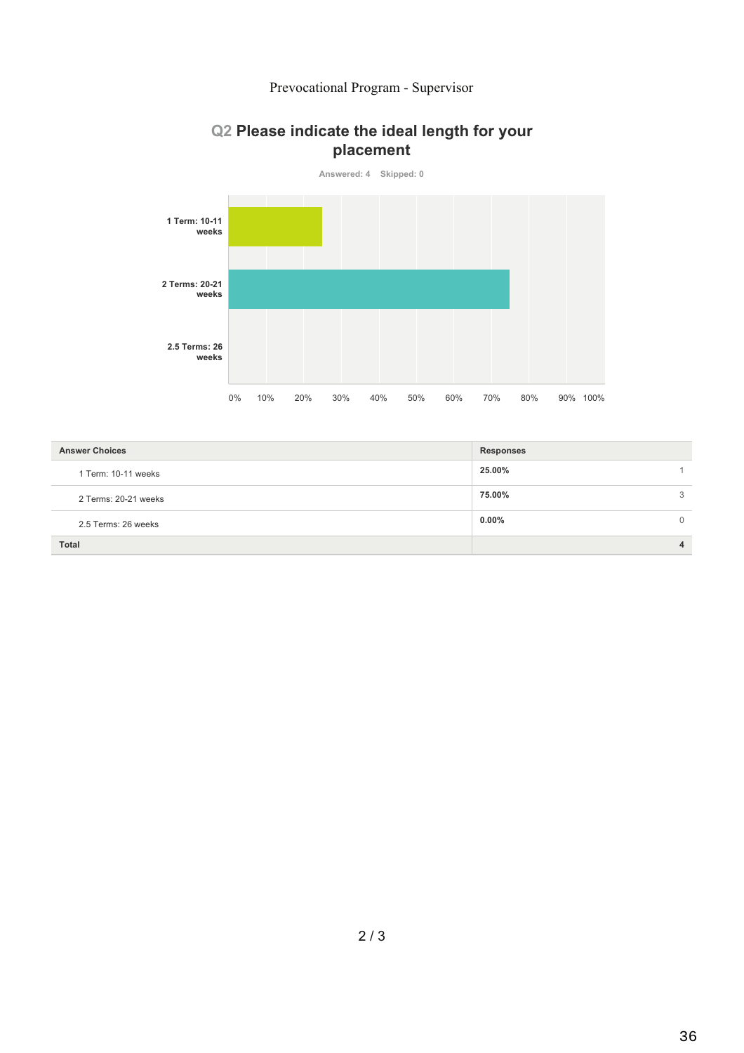Prevocational Program - Supervisor

## Q2 Please indicate the ideal length for your placement

Answered: 4 Skipped: 0

| Answer Choices | Responses | |
|---|---|---|
| 1 Term: 10-11 weeks | 25.00% | 1 |
| 2 Terms: 20-21 weeks | 75.00% | 3 |
| 2.5 Terms: 26 weeks | 0.00% | 0 |
| **Total** | | **4** |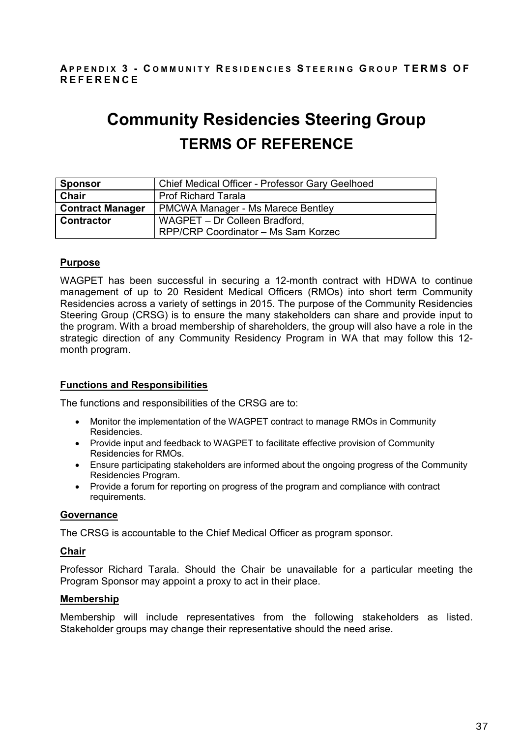**APPENDIX 3 - COMMUNITY RESIDENCIES STEERING GROUP TERMS OF REFERENCE**

# Community Residencies Steering Group

## TERMS OF REFERENCE

| | |
|---|---|
| **Sponsor** | Chief Medical Officer - Professor Gary Geelhoed |
| **Chair** | Prof Richard Tarala |
| **Contract Manager** | PMCWA Manager - Ms Marece Bentley |
| **Contractor** | WAGPET – Dr Colleen Bradford, RPP/CRP Coordinator – Ms Sam Korzec |

### Purpose

WAGPET has been successful in securing a 12-month contract with HDWA to continue management of up to 20 Resident Medical Officers (RMOs) into short term Community Residencies across a variety of settings in 2015. The purpose of the Community Residencies Steering Group (CRSG) is to ensure the many stakeholders can share and provide input to the program. With a broad membership of shareholders, the group will also have a role in the strategic direction of any Community Residency Program in WA that may follow this 12-month program.

### Functions and Responsibilities

The functions and responsibilities of the CRSG are to:

- Monitor the implementation of the WAGPET contract to manage RMOs in Community Residencies.
- Provide input and feedback to WAGPET to facilitate effective provision of Community Residencies for RMOs.
- Ensure participating stakeholders are informed about the ongoing progress of the Community Residencies Program.
- Provide a forum for reporting on progress of the program and compliance with contract requirements.

### Governance

The CRSG is accountable to the Chief Medical Officer as program sponsor.

### Chair

Professor Richard Tarala. Should the Chair be unavailable for a particular meeting the Program Sponsor may appoint a proxy to act in their place.

### Membership

Membership will include representatives from the following stakeholders as listed. Stakeholder groups may change their representative should the need arise.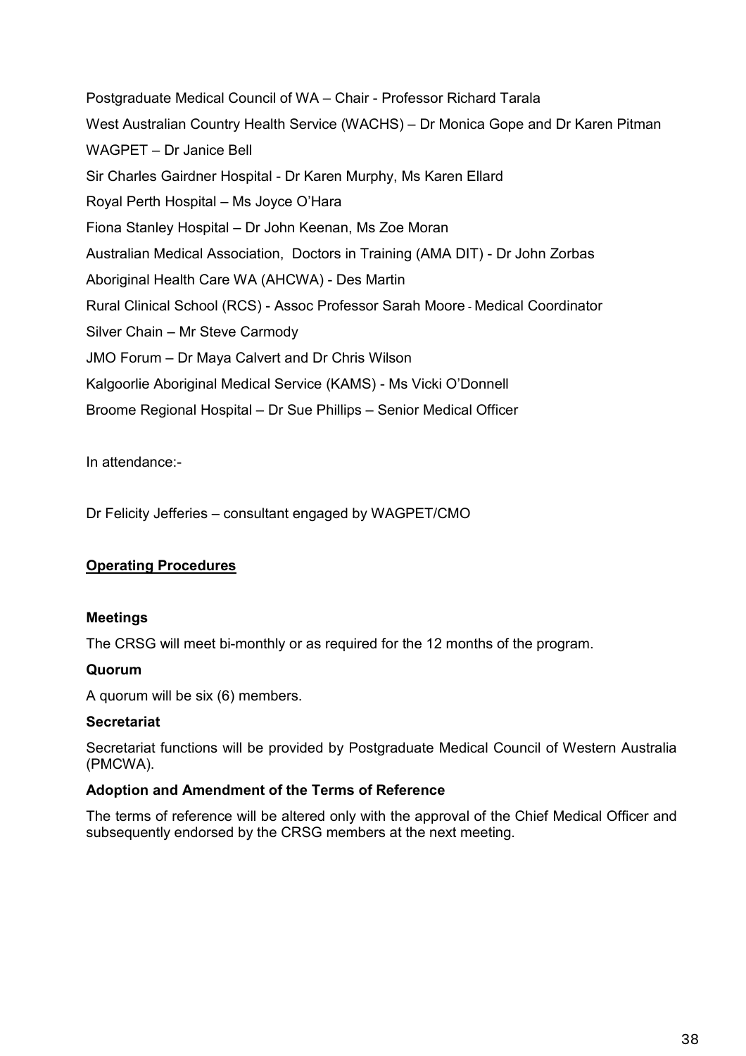Postgraduate Medical Council of WA – Chair - Professor Richard Tarala

West Australian Country Health Service (WACHS) – Dr Monica Gope and Dr Karen Pitman

WAGPET – Dr Janice Bell

Sir Charles Gairdner Hospital - Dr Karen Murphy, Ms Karen Ellard

Royal Perth Hospital – Ms Joyce O'Hara

Fiona Stanley Hospital – Dr John Keenan, Ms Zoe Moran

Australian Medical Association, Doctors in Training (AMA DIT) - Dr John Zorbas

Aboriginal Health Care WA (AHCWA) - Des Martin

Rural Clinical School (RCS) - Assoc Professor Sarah Moore - Medical Coordinator

Silver Chain – Mr Steve Carmody

JMO Forum – Dr Maya Calvert and Dr Chris Wilson

Kalgoorlie Aboriginal Medical Service (KAMS) - Ms Vicki O'Donnell

Broome Regional Hospital – Dr Sue Phillips – Senior Medical Officer

In attendance:-

Dr Felicity Jefferies – consultant engaged by WAGPET/CMO

**Operating Procedures**

**Meetings**

The CRSG will meet bi-monthly or as required for the 12 months of the program.

**Quorum**

A quorum will be six (6) members.

**Secretariat**

Secretariat functions will be provided by Postgraduate Medical Council of Western Australia (PMCWA).

**Adoption and Amendment of the Terms of Reference**

The terms of reference will be altered only with the approval of the Chief Medical Officer and subsequently endorsed by the CRSG members at the next meeting.